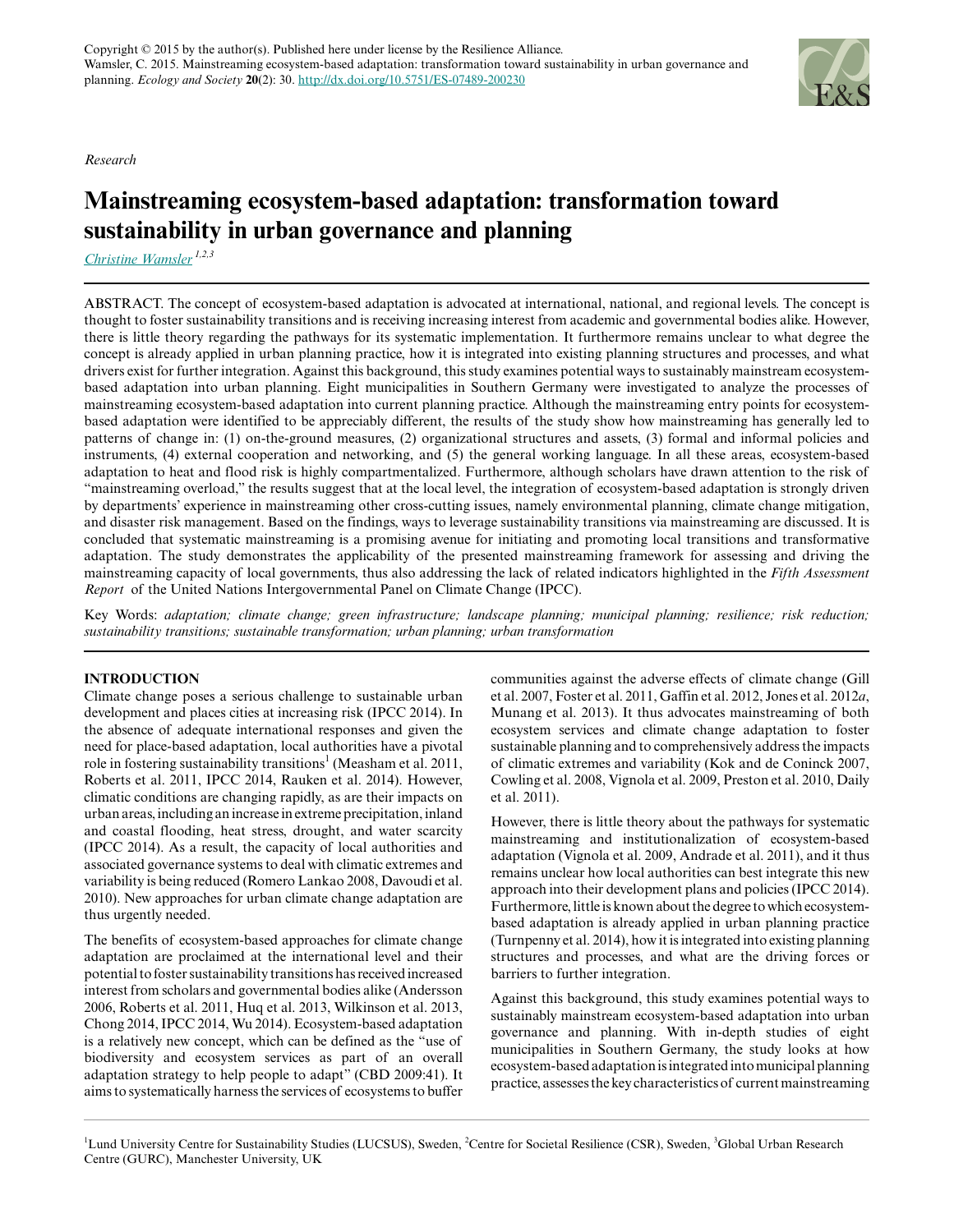Copyright © 2015 by the author(s). Published here under license by the Resilience Alliance.
Wamsler, C. 2015. Mainstreaming ecosystem-based adaptation: transformation toward sustainability in urban governance and planning. *Ecology and Society* **20**(2): 30. http://dx.doi.org/10.5751/ES-07489-200230

*Research*

# Mainstreaming ecosystem-based adaptation: transformation toward sustainability in urban governance and planning

*Christine Wamsler* [1,2,3]

ABSTRACT. The concept of ecosystem-based adaptation is advocated at international, national, and regional levels. The concept is thought to foster sustainability transitions and is receiving increasing interest from academic and governmental bodies alike. However, there is little theory regarding the pathways for its systematic implementation. It furthermore remains unclear to what degree the concept is already applied in urban planning practice, how it is integrated into existing planning structures and processes, and what drivers exist for further integration. Against this background, this study examines potential ways to sustainably mainstream ecosystem-based adaptation into urban planning. Eight municipalities in Southern Germany were investigated to analyze the processes of mainstreaming ecosystem-based adaptation into current planning practice. Although the mainstreaming entry points for ecosystem-based adaptation were identified to be appreciably different, the results of the study show how mainstreaming has generally led to patterns of change in: (1) on-the-ground measures, (2) organizational structures and assets, (3) formal and informal policies and instruments, (4) external cooperation and networking, and (5) the general working language. In all these areas, ecosystem-based adaptation to heat and flood risk is highly compartmentalized. Furthermore, although scholars have drawn attention to the risk of "mainstreaming overload," the results suggest that at the local level, the integration of ecosystem-based adaptation is strongly driven by departments' experience in mainstreaming other cross-cutting issues, namely environmental planning, climate change mitigation, and disaster risk management. Based on the findings, ways to leverage sustainability transitions via mainstreaming are discussed. It is concluded that systematic mainstreaming is a promising avenue for initiating and promoting local transitions and transformative adaptation. The study demonstrates the applicability of the presented mainstreaming framework for assessing and driving the mainstreaming capacity of local governments, thus also addressing the lack of related indicators highlighted in the *Fifth Assessment Report* of the United Nations Intergovernmental Panel on Climate Change (IPCC).

Key Words: *adaptation; climate change; green infrastructure; landscape planning; municipal planning; resilience; risk reduction; sustainability transitions; sustainable transformation; urban planning; urban transformation*

## INTRODUCTION

Climate change poses a serious challenge to sustainable urban development and places cities at increasing risk (IPCC 2014). In the absence of adequate international responses and given the need for place-based adaptation, local authorities have a pivotal role in fostering sustainability transitions[1] (Measham et al. 2011, Roberts et al. 2011, IPCC 2014, Rauken et al. 2014). However, climatic conditions are changing rapidly, as are their impacts on urban areas, including an increase in extreme precipitation, inland and coastal flooding, heat stress, drought, and water scarcity (IPCC 2014). As a result, the capacity of local authorities and associated governance systems to deal with climatic extremes and variability is being reduced (Romero Lankao 2008, Davoudi et al. 2010). New approaches for urban climate change adaptation are thus urgently needed.

The benefits of ecosystem-based approaches for climate change adaptation are proclaimed at the international level and their potential to foster sustainability transitions has received increased interest from scholars and governmental bodies alike (Andersson 2006, Roberts et al. 2011, Huq et al. 2013, Wilkinson et al. 2013, Chong 2014, IPCC 2014, Wu 2014). Ecosystem-based adaptation is a relatively new concept, which can be defined as the "use of biodiversity and ecosystem services as part of an overall adaptation strategy to help people to adapt" (CBD 2009:41). It aims to systematically harness the services of ecosystems to buffer communities against the adverse effects of climate change (Gill et al. 2007, Foster et al. 2011, Gaffin et al. 2012, Jones et al. 2012*a*, Munang et al. 2013). It thus advocates mainstreaming of both ecosystem services and climate change adaptation to foster sustainable planning and to comprehensively address the impacts of climatic extremes and variability (Kok and de Coninck 2007, Cowling et al. 2008, Vignola et al. 2009, Preston et al. 2010, Daily et al. 2011).

However, there is little theory about the pathways for systematic mainstreaming and institutionalization of ecosystem-based adaptation (Vignola et al. 2009, Andrade et al. 2011), and it thus remains unclear how local authorities can best integrate this new approach into their development plans and policies (IPCC 2014). Furthermore, little is known about the degree to which ecosystem-based adaptation is already applied in urban planning practice (Turnpenny et al. 2014), how it is integrated into existing planning structures and processes, and what are the driving forces or barriers to further integration.

Against this background, this study examines potential ways to sustainably mainstream ecosystem-based adaptation into urban governance and planning. With in-depth studies of eight municipalities in Southern Germany, the study looks at how ecosystem-based adaptation is integrated into municipal planning practice, assesses the key characteristics of current mainstreaming

[1]Lund University Centre for Sustainability Studies (LUCSUS), Sweden, [2]Centre for Societal Resilience (CSR), Sweden, [3]Global Urban Research Centre (GURC), Manchester University, UK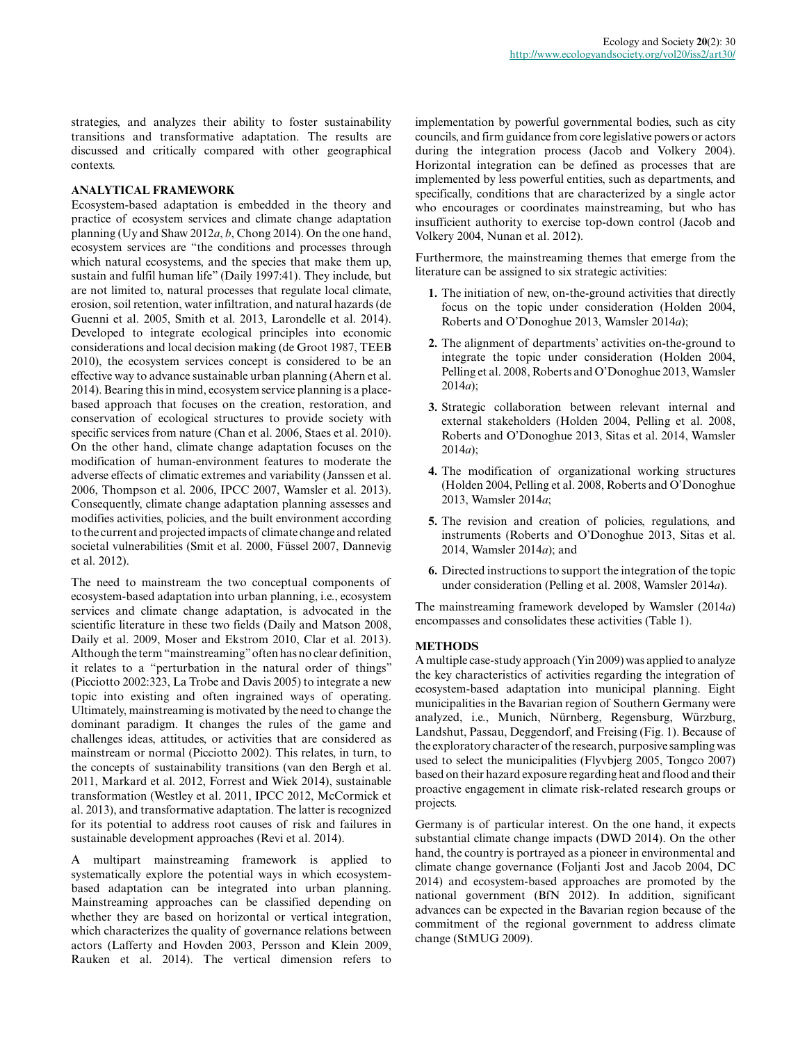strategies, and analyzes their ability to foster sustainability transitions and transformative adaptation. The results are discussed and critically compared with other geographical contexts.

## ANALYTICAL FRAMEWORK

Ecosystem-based adaptation is embedded in the theory and practice of ecosystem services and climate change adaptation planning (Uy and Shaw 2012*a*, *b*, Chong 2014). On the one hand, ecosystem services are "the conditions and processes through which natural ecosystems, and the species that make them up, sustain and fulfil human life" (Daily 1997:41). They include, but are not limited to, natural processes that regulate local climate, erosion, soil retention, water infiltration, and natural hazards (de Guenni et al. 2005, Smith et al. 2013, Larondelle et al. 2014). Developed to integrate ecological principles into economic considerations and local decision making (de Groot 1987, TEEB 2010), the ecosystem services concept is considered to be an effective way to advance sustainable urban planning (Ahern et al. 2014). Bearing this in mind, ecosystem service planning is a place-based approach that focuses on the creation, restoration, and conservation of ecological structures to provide society with specific services from nature (Chan et al. 2006, Staes et al. 2010). On the other hand, climate change adaptation focuses on the modification of human-environment features to moderate the adverse effects of climatic extremes and variability (Janssen et al. 2006, Thompson et al. 2006, IPCC 2007, Wamsler et al. 2013). Consequently, climate change adaptation planning assesses and modifies activities, policies, and the built environment according to the current and projected impacts of climate change and related societal vulnerabilities (Smit et al. 2000, Füssel 2007, Dannevig et al. 2012).

The need to mainstream the two conceptual components of ecosystem-based adaptation into urban planning, i.e., ecosystem services and climate change adaptation, is advocated in the scientific literature in these two fields (Daily and Matson 2008, Daily et al. 2009, Moser and Ekstrom 2010, Clar et al. 2013). Although the term "mainstreaming" often has no clear definition, it relates to a "perturbation in the natural order of things" (Picciotto 2002:323, La Trobe and Davis 2005) to integrate a new topic into existing and often ingrained ways of operating. Ultimately, mainstreaming is motivated by the need to change the dominant paradigm. It changes the rules of the game and challenges ideas, attitudes, or activities that are considered as mainstream or normal (Picciotto 2002). This relates, in turn, to the concepts of sustainability transitions (van den Bergh et al. 2011, Markard et al. 2012, Forrest and Wiek 2014), sustainable transformation (Westley et al. 2011, IPCC 2012, McCormick et al. 2013), and transformative adaptation. The latter is recognized for its potential to address root causes of risk and failures in sustainable development approaches (Revi et al. 2014).

A multipart mainstreaming framework is applied to systematically explore the potential ways in which ecosystem-based adaptation can be integrated into urban planning. Mainstreaming approaches can be classified depending on whether they are based on horizontal or vertical integration, which characterizes the quality of governance relations between actors (Lafferty and Hovden 2003, Persson and Klein 2009, Rauken et al. 2014). The vertical dimension refers to implementation by powerful governmental bodies, such as city councils, and firm guidance from core legislative powers or actors during the integration process (Jacob and Volkery 2004). Horizontal integration can be defined as processes that are implemented by less powerful entities, such as departments, and specifically, conditions that are characterized by a single actor who encourages or coordinates mainstreaming, but who has insufficient authority to exercise top-down control (Jacob and Volkery 2004, Nunan et al. 2012).

Furthermore, the mainstreaming themes that emerge from the literature can be assigned to six strategic activities:

1. The initiation of new, on-the-ground activities that directly focus on the topic under consideration (Holden 2004, Roberts and O'Donoghue 2013, Wamsler 2014*a*);
2. The alignment of departments' activities on-the-ground to integrate the topic under consideration (Holden 2004, Pelling et al. 2008, Roberts and O'Donoghue 2013, Wamsler 2014*a*);
3. Strategic collaboration between relevant internal and external stakeholders (Holden 2004, Pelling et al. 2008, Roberts and O'Donoghue 2013, Sitas et al. 2014, Wamsler 2014*a*);
4. The modification of organizational working structures (Holden 2004, Pelling et al. 2008, Roberts and O'Donoghue 2013, Wamsler 2014*a*;
5. The revision and creation of policies, regulations, and instruments (Roberts and O'Donoghue 2013, Sitas et al. 2014, Wamsler 2014*a*); and
6. Directed instructions to support the integration of the topic under consideration (Pelling et al. 2008, Wamsler 2014*a*).

The mainstreaming framework developed by Wamsler (2014*a*) encompasses and consolidates these activities (Table 1).

## METHODS

A multiple case-study approach (Yin 2009) was applied to analyze the key characteristics of activities regarding the integration of ecosystem-based adaptation into municipal planning. Eight municipalities in the Bavarian region of Southern Germany were analyzed, i.e., Munich, Nürnberg, Regensburg, Würzburg, Landshut, Passau, Deggendorf, and Freising (Fig. 1). Because of the exploratory character of the research, purposive sampling was used to select the municipalities (Flyvbjerg 2005, Tongco 2007) based on their hazard exposure regarding heat and flood and their proactive engagement in climate risk-related research groups or projects.

Germany is of particular interest. On the one hand, it expects substantial climate change impacts (DWD 2014). On the other hand, the country is portrayed as a pioneer in environmental and climate change governance (Foljanti Jost and Jacob 2004, DC 2014) and ecosystem-based approaches are promoted by the national government (BfN 2012). In addition, significant advances can be expected in the Bavarian region because of the commitment of the regional government to address climate change (StMUG 2009).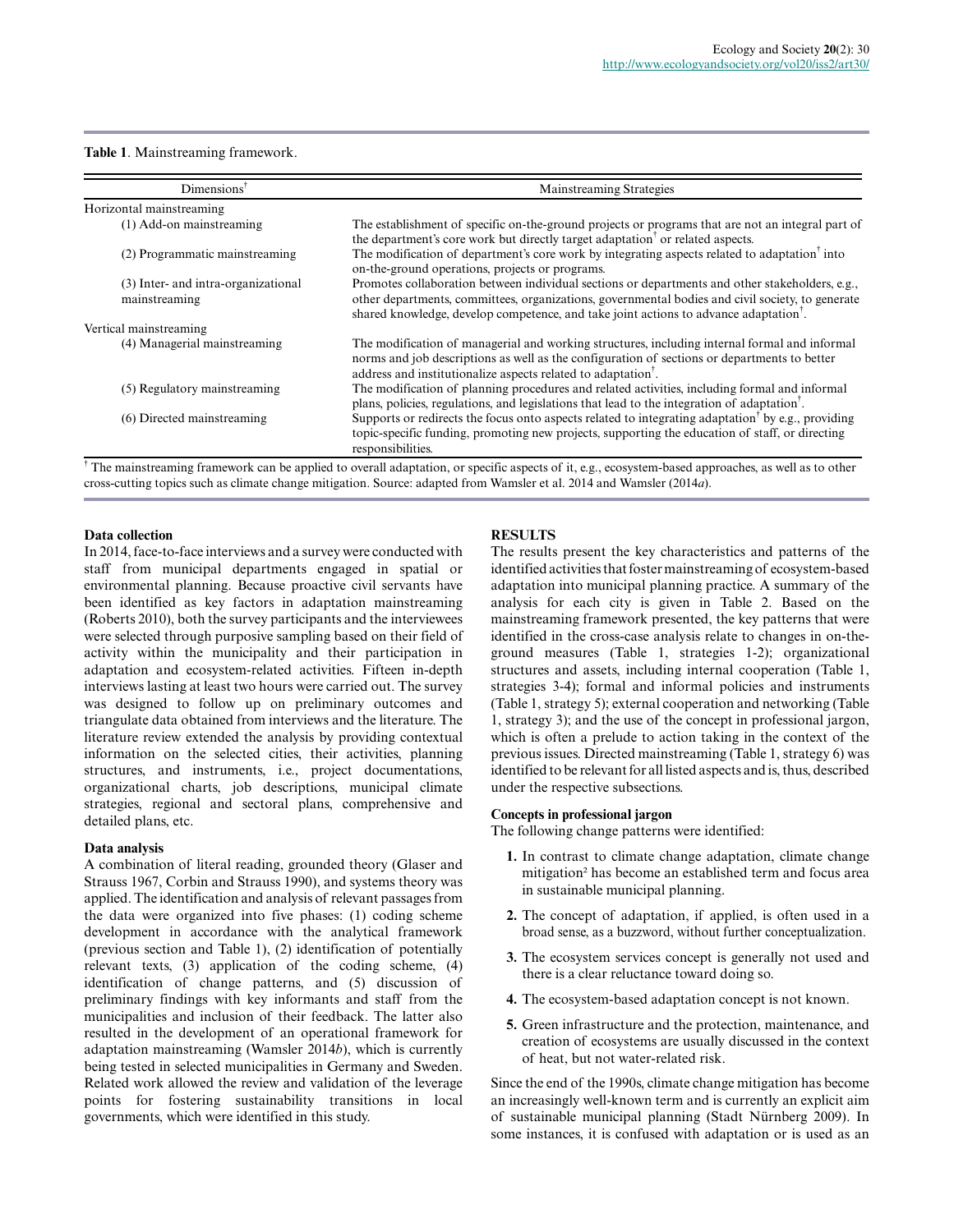**Table 1**. Mainstreaming framework.

| Dimensions† | Mainstreaming Strategies |
|---|---|
| Horizontal mainstreaming | |
| (1) Add-on mainstreaming | The establishment of specific on-the-ground projects or programs that are not an integral part of the department's core work but directly target adaptation† or related aspects. |
| (2) Programmatic mainstreaming | The modification of department's core work by integrating aspects related to adaptation† into on-the-ground operations, projects or programs. |
| (3) Inter- and intra-organizational mainstreaming | Promotes collaboration between individual sections or departments and other stakeholders, e.g., other departments, committees, organizations, governmental bodies and civil society, to generate shared knowledge, develop competence, and take joint actions to advance adaptation†. |
| Vertical mainstreaming | |
| (4) Managerial mainstreaming | The modification of managerial and working structures, including internal formal and informal norms and job descriptions as well as the configuration of sections or departments to better address and institutionalize aspects related to adaptation†. |
| (5) Regulatory mainstreaming | The modification of planning procedures and related activities, including formal and informal plans, policies, regulations, and legislations that lead to the integration of adaptation†. |
| (6) Directed mainstreaming | Supports or redirects the focus onto aspects related to integrating adaptation† by e.g., providing topic-specific funding, promoting new projects, supporting the education of staff, or directing responsibilities. |

† The mainstreaming framework can be applied to overall adaptation, or specific aspects of it, e.g., ecosystem-based approaches, as well as to other cross-cutting topics such as climate change mitigation. Source: adapted from Wamsler et al. 2014 and Wamsler (2014*a*).

### Data collection

In 2014, face-to-face interviews and a survey were conducted with staff from municipal departments engaged in spatial or environmental planning. Because proactive civil servants have been identified as key factors in adaptation mainstreaming (Roberts 2010), both the survey participants and the interviewees were selected through purposive sampling based on their field of activity within the municipality and their participation in adaptation and ecosystem-related activities. Fifteen in-depth interviews lasting at least two hours were carried out. The survey was designed to follow up on preliminary outcomes and triangulate data obtained from interviews and the literature. The literature review extended the analysis by providing contextual information on the selected cities, their activities, planning structures, and instruments, i.e., project documentations, organizational charts, job descriptions, municipal climate strategies, regional and sectoral plans, comprehensive and detailed plans, etc.

### Data analysis

A combination of literal reading, grounded theory (Glaser and Strauss 1967, Corbin and Strauss 1990), and systems theory was applied. The identification and analysis of relevant passages from the data were organized into five phases: (1) coding scheme development in accordance with the analytical framework (previous section and Table 1), (2) identification of potentially relevant texts, (3) application of the coding scheme, (4) identification of change patterns, and (5) discussion of preliminary findings with key informants and staff from the municipalities and inclusion of their feedback. The latter also resulted in the development of an operational framework for adaptation mainstreaming (Wamsler 2014*b*), which is currently being tested in selected municipalities in Germany and Sweden. Related work allowed the review and validation of the leverage points for fostering sustainability transitions in local governments, which were identified in this study.

## RESULTS

The results present the key characteristics and patterns of the identified activities that foster mainstreaming of ecosystem-based adaptation into municipal planning practice. A summary of the analysis for each city is given in Table 2. Based on the mainstreaming framework presented, the key patterns that were identified in the cross-case analysis relate to changes in on-the-ground measures (Table 1, strategies 1-2); organizational structures and assets, including internal cooperation (Table 1, strategies 3-4); formal and informal policies and instruments (Table 1, strategy 5); external cooperation and networking (Table 1, strategy 3); and the use of the concept in professional jargon, which is often a prelude to action taking in the context of the previous issues. Directed mainstreaming (Table 1, strategy 6) was identified to be relevant for all listed aspects and is, thus, described under the respective subsections.

### Concepts in professional jargon

The following change patterns were identified:

1. In contrast to climate change adaptation, climate change mitigation[2] has become an established term and focus area in sustainable municipal planning.
2. The concept of adaptation, if applied, is often used in a broad sense, as a buzzword, without further conceptualization.
3. The ecosystem services concept is generally not used and there is a clear reluctance toward doing so.
4. The ecosystem-based adaptation concept is not known.
5. Green infrastructure and the protection, maintenance, and creation of ecosystems are usually discussed in the context of heat, but not water-related risk.

Since the end of the 1990s, climate change mitigation has become an increasingly well-known term and is currently an explicit aim of sustainable municipal planning (Stadt Nürnberg 2009). In some instances, it is confused with adaptation or is used as an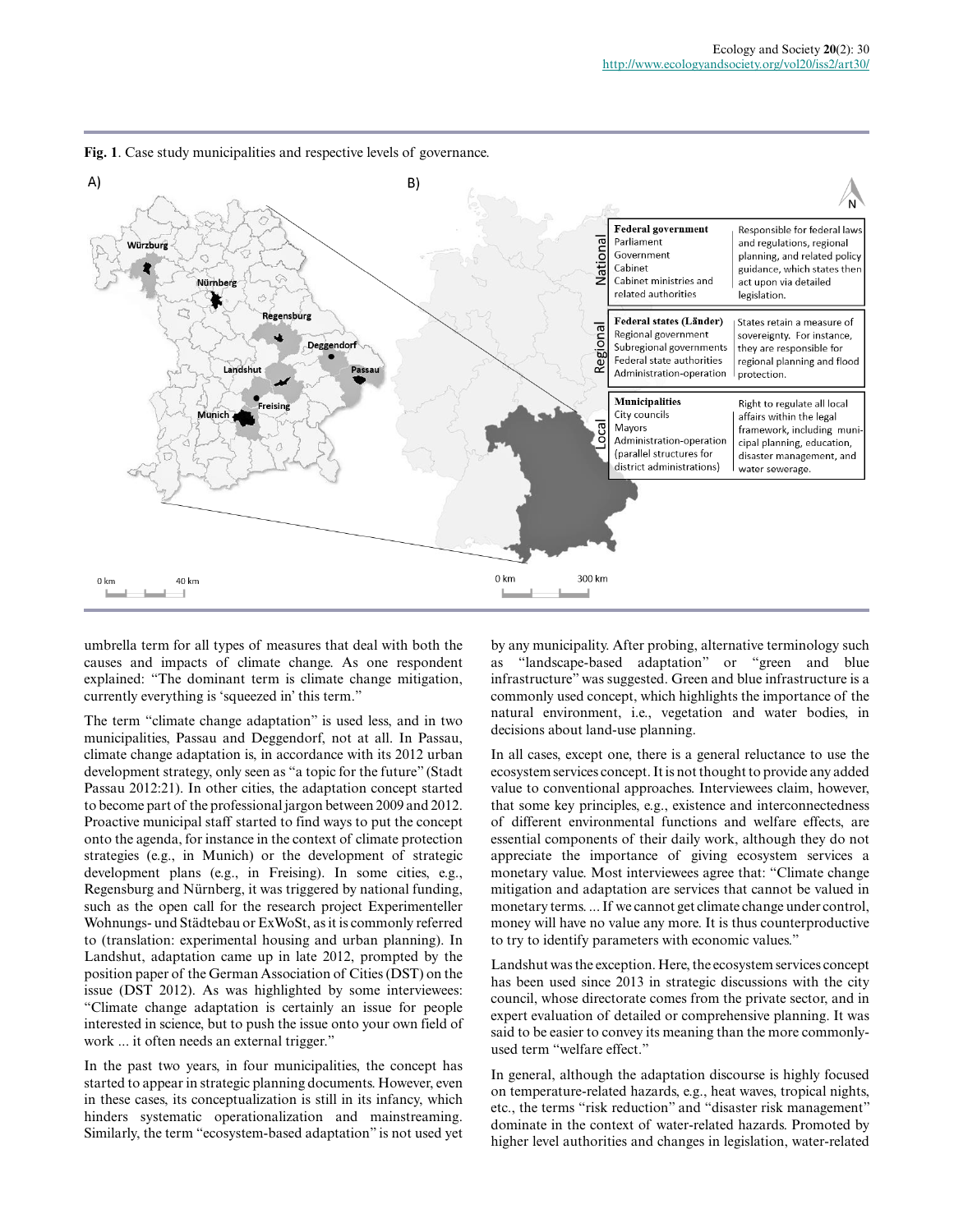**Fig. 1**. Case study municipalities and respective levels of governance.

A)

Würzburg

Nürnberg

Regensburg

Deggendorf

Landshut

Passau

Freising

Munich

0 km 40 km

B)

N

National

**Federal government**
Parliament
Government
Cabinet
Cabinet ministries and related authorities

Responsible for federal laws and regulations, regional planning, and related policy guidance, which states then act upon via detailed legislation.

Regional

**Federal states (Länder)**
Regional government
Subregional governments
Federal state authorities
Administration-operation

States retain a measure of sovereignty. For instance, they are responsible for regional planning and flood protection.

Local

**Municipalities**
City councils
Mayors
Administration-operation (parallel structures for district administrations)

Right to regulate all local affairs within the legal framework, including municipal planning, education, disaster management, and water sewerage.

0 km 300 km

umbrella term for all types of measures that deal with both the causes and impacts of climate change. As one respondent explained: "The dominant term is climate change mitigation, currently everything is 'squeezed in' this term."

The term "climate change adaptation" is used less, and in two municipalities, Passau and Deggendorf, not at all. In Passau, climate change adaptation is, in accordance with its 2012 urban development strategy, only seen as "a topic for the future" (Stadt Passau 2012:21). In other cities, the adaptation concept started to become part of the professional jargon between 2009 and 2012. Proactive municipal staff started to find ways to put the concept onto the agenda, for instance in the context of climate protection strategies (e.g., in Munich) or the development of strategic development plans (e.g., in Freising). In some cities, e.g., Regensburg and Nürnberg, it was triggered by national funding, such as the open call for the research project Experimenteller Wohnungs- und Städtebau or ExWoSt, as it is commonly referred to (translation: experimental housing and urban planning). In Landshut, adaptation came up in late 2012, prompted by the position paper of the German Association of Cities (DST) on the issue (DST 2012). As was highlighted by some interviewees: "Climate change adaptation is certainly an issue for people interested in science, but to push the issue onto your own field of work ... it often needs an external trigger."

In the past two years, in four municipalities, the concept has started to appear in strategic planning documents. However, even in these cases, its conceptualization is still in its infancy, which hinders systematic operationalization and mainstreaming. Similarly, the term "ecosystem-based adaptation" is not used yet by any municipality. After probing, alternative terminology such as "landscape-based adaptation" or "green and blue infrastructure" was suggested. Green and blue infrastructure is a commonly used concept, which highlights the importance of the natural environment, i.e., vegetation and water bodies, in decisions about land-use planning.

In all cases, except one, there is a general reluctance to use the ecosystem services concept. It is not thought to provide any added value to conventional approaches. Interviewees claim, however, that some key principles, e.g., existence and interconnectedness of different environmental functions and welfare effects, are essential components of their daily work, although they do not appreciate the importance of giving ecosystem services a monetary value. Most interviewees agree that: "Climate change mitigation and adaptation are services that cannot be valued in monetary terms. ... If we cannot get climate change under control, money will have no value any more. It is thus counterproductive to try to identify parameters with economic values."

Landshut was the exception. Here, the ecosystem services concept has been used since 2013 in strategic discussions with the city council, whose directorate comes from the private sector, and in expert evaluation of detailed or comprehensive planning. It was said to be easier to convey its meaning than the more commonly-used term "welfare effect."

In general, although the adaptation discourse is highly focused on temperature-related hazards, e.g., heat waves, tropical nights, etc., the terms "risk reduction" and "disaster risk management" dominate in the context of water-related hazards. Promoted by higher level authorities and changes in legislation, water-related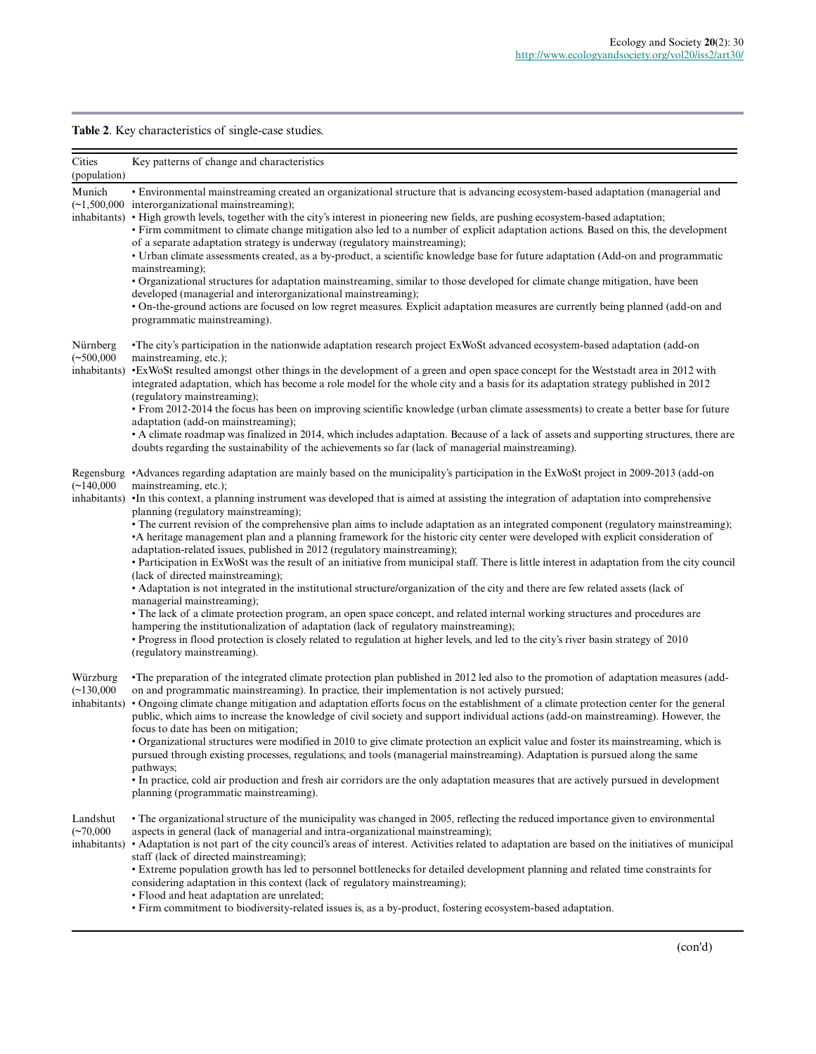**Table 2**. Key characteristics of single-case studies.

| Cities (population) | Key patterns of change and characteristics |
|---|---|
| Munich (~1,500,000 inhabitants) | • Environmental mainstreaming created an organizational structure that is advancing ecosystem-based adaptation (managerial and interorganizational mainstreaming);<br>• High growth levels, together with the city's interest in pioneering new fields, are pushing ecosystem-based adaptation;<br>• Firm commitment to climate change mitigation also led to a number of explicit adaptation actions. Based on this, the development of a separate adaptation strategy is underway (regulatory mainstreaming);<br>• Urban climate assessments created, as a by-product, a scientific knowledge base for future adaptation (Add-on and programmatic mainstreaming);<br>• Organizational structures for adaptation mainstreaming, similar to those developed for climate change mitigation, have been developed (managerial and interorganizational mainstreaming);<br>• On-the-ground actions are focused on low regret measures. Explicit adaptation measures are currently being planned (add-on and programmatic mainstreaming). |
| Nürnberg (~500,000 inhabitants) | •The city's participation in the nationwide adaptation research project ExWoSt advanced ecosystem-based adaptation (add-on mainstreaming);<br>•ExWoSt resulted amongst other things in the development of a green and open space concept for the Weststadt area in 2012 with integrated adaptation, which has become a role model for the whole city and a basis for its adaptation strategy published in 2012 (regulatory mainstreaming);<br>• From 2012-2014 the focus has been on improving scientific knowledge (urban climate assessments) to create a better base for future adaptation (add-on mainstreaming);<br>• A climate roadmap was finalized in 2014, which includes adaptation. Because of a lack of assets and supporting structures, there are doubts regarding the sustainability of the achievements so far (lack of managerial mainstreaming). |
| Regensburg (~140,000 inhabitants) | •Advances regarding adaptation are mainly based on the municipality's participation in the ExWoSt project in 2009-2013 (add-on mainstreaming, etc.);<br>•In this context, a planning instrument was developed that is aimed at assisting the integration of adaptation into comprehensive planning (regulatory mainstreaming);<br>• The current revision of the comprehensive plan aims to include adaptation as an integrated component (regulatory mainstreaming);<br>•A heritage management plan and a planning framework for the historic city center were developed with explicit consideration of adaptation-related issues, published in 2012 (regulatory mainstreaming);<br>• Participation in ExWoSt was the result of an initiative from municipal staff. There is little interest in adaptation from the city council (lack of directed mainstreaming);<br>• Adaptation is not integrated in the institutional structure/organization of the city and there are few related assets (lack of managerial mainstreaming);<br>• The lack of a climate protection program, an open space concept, and related internal working structures and procedures are hampering the institutionalization of adaptation (lack of regulatory mainstreaming);<br>• Progress in flood protection is closely related to regulation at higher levels, and led to the city's river basin strategy of 2010 (regulatory mainstreaming). |
| Würzburg (~130,000 inhabitants) | •The preparation of the integrated climate protection plan published in 2012 led also to the promotion of adaptation measures (add-on and programmatic mainstreaming). In practice, their implementation is not actively pursued;<br>• Ongoing climate change mitigation and adaptation efforts focus on the establishment of a climate protection center for the general public, which aims to increase the knowledge of civil society and support individual actions (add-on mainstreaming). However, the focus to date has been on mitigation;<br>• Organizational structures were modified in 2010 to give climate protection an explicit value and foster its mainstreaming, which is pursued through existing processes, regulations, and tools (managerial mainstreaming). Adaptation is pursued along the same pathways;<br>• In practice, cold air production and fresh air corridors are the only adaptation measures that are actively pursued in development planning (programmatic mainstreaming). |
| Landshut (~70,000 inhabitants) | • The organizational structure of the municipality was changed in 2005, reflecting the reduced importance given to environmental aspects in general (lack of managerial and intra-organizational mainstreaming);<br>• Adaptation is not part of the city council's areas of interest. Activities related to adaptation are based on the initiatives of municipal staff (lack of directed mainstreaming);<br>• Extreme population growth has led to personnel bottlenecks for detailed development planning and related time constraints for considering adaptation in this context (lack of regulatory mainstreaming);<br>• Flood and heat adaptation are unrelated;<br>• Firm commitment to biodiversity-related issues is, as a by-product, fostering ecosystem-based adaptation. |

(con'd)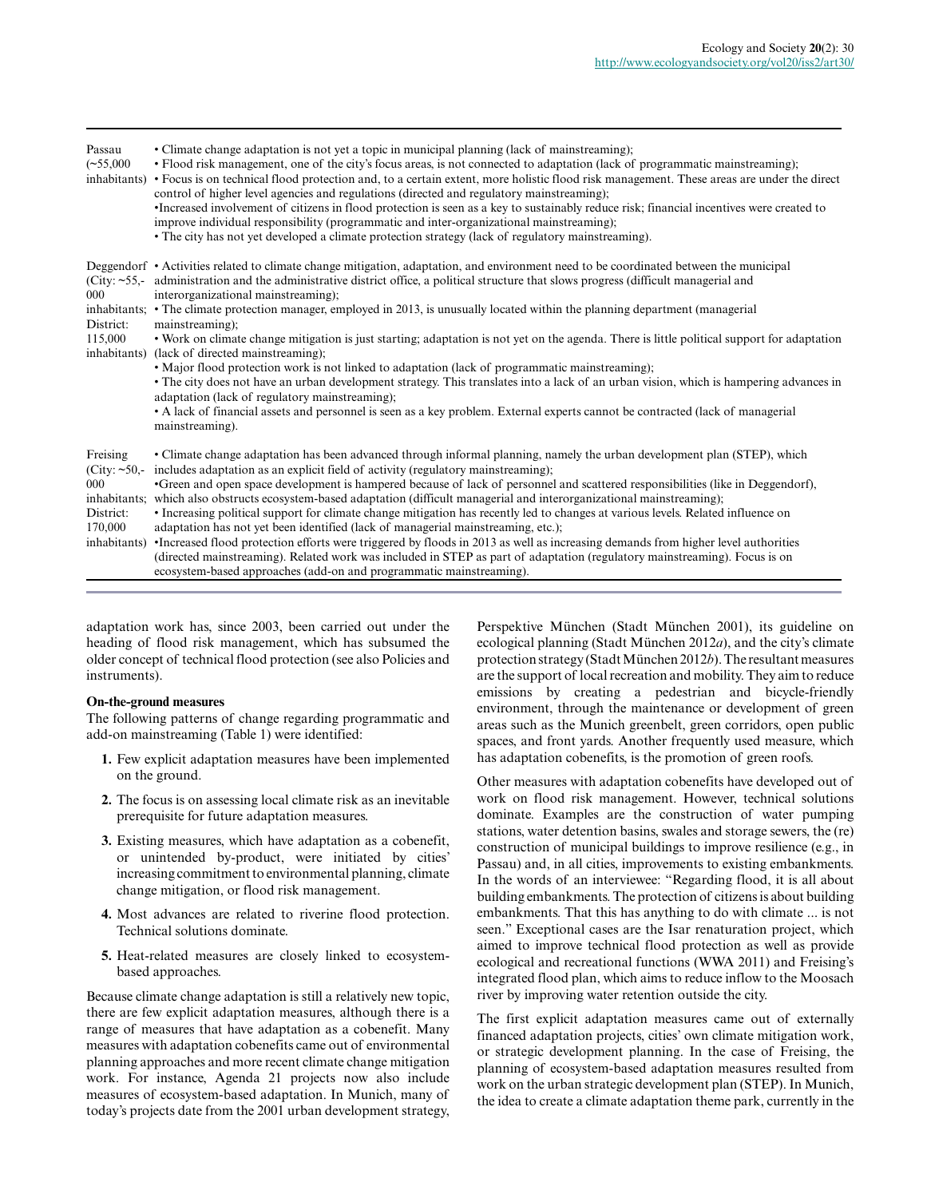| | |
|---|---|
| Passau (~55,000 inhabitants) | • Climate change adaptation is not yet a topic in municipal planning (lack of mainstreaming);<br>• Flood risk management, one of the city's focus areas, is not connected to adaptation (lack of programmatic mainstreaming);<br>• Focus is on technical flood protection and, to a certain extent, more holistic flood risk management. These areas are under the direct control of higher level agencies and regulations (directed and regulatory mainstreaming);<br>•Increased involvement of citizens in flood protection is seen as a key to sustainably reduce risk; financial incentives were created to improve individual responsibility (programmatic and inter-organizational mainstreaming);<br>• The city has not yet developed a climate protection strategy (lack of regulatory mainstreaming). |
| Deggendorf (City: ~55,000 inhabitants; District: 115,000 inhabitants) | • Activities related to climate change mitigation, adaptation, and environment need to be coordinated between the municipal administration and the administrative district office, a political structure that slows progress (difficult managerial and interorganizational mainstreaming);<br>• The climate protection manager, employed in 2013, is unusually located within the planning department (managerial mainstreaming);<br>• Work on climate change mitigation is just starting; adaptation is not yet on the agenda. There is little political support for adaptation (lack of directed mainstreaming);<br>• Major flood protection work is not linked to adaptation (lack of programmatic mainstreaming);<br>• The city does not have an urban development strategy. This translates into a lack of an urban vision, which is hampering advances in adaptation (lack of regulatory mainstreaming);<br>• A lack of financial assets and personnel is seen as a key problem. External experts cannot be contracted (lack of managerial mainstreaming). |
| Freising (City: ~50,000 inhabitants; District: 170,000 inhabitants) | • Climate change adaptation has been advanced through informal planning, namely the urban development plan (STEP), which includes adaptation as an explicit field of activity (regulatory mainstreaming);<br>•Green and open space development is hampered because of lack of personnel and scattered responsibilities (like in Deggendorf), which also obstructs ecosystem-based adaptation (difficult managerial and interorganizational mainstreaming);<br>• Increasing political support for climate change mitigation has recently led to changes at various levels. Related influence on adaptation has not yet been identified (lack of managerial mainstreaming, etc.);<br>•Increased flood protection efforts were triggered by floods in 2013 as well as increasing demands from higher level authorities (directed mainstreaming). Related work was included in STEP as part of adaptation (regulatory mainstreaming). Focus is on ecosystem-based approaches (add-on and programmatic mainstreaming). |

adaptation work has, since 2003, been carried out under the heading of flood risk management, which has subsumed the older concept of technical flood protection (see also Policies and instruments).

### On-the-ground measures

The following patterns of change regarding programmatic and add-on mainstreaming (Table 1) were identified:

1. Few explicit adaptation measures have been implemented on the ground.
2. The focus is on assessing local climate risk as an inevitable prerequisite for future adaptation measures.
3. Existing measures, which have adaptation as a cobenefit, or unintended by-product, were initiated by cities' increasing commitment to environmental planning, climate change mitigation, or flood risk management.
4. Most advances are related to riverine flood protection. Technical solutions dominate.
5. Heat-related measures are closely linked to ecosystem-based approaches.

Because climate change adaptation is still a relatively new topic, there are few explicit adaptation measures, although there is a range of measures that have adaptation as a cobenefit. Many measures with adaptation cobenefits came out of environmental planning approaches and more recent climate change mitigation work. For instance, Agenda 21 projects now also include measures of ecosystem-based adaptation. In Munich, many of today's projects date from the 2001 urban development strategy, Perspektive München (Stadt München 2001), its guideline on ecological planning (Stadt München 2012*a*), and the city's climate protection strategy (Stadt München 2012*b*). The resultant measures are the support of local recreation and mobility. They aim to reduce emissions by creating a pedestrian and bicycle-friendly environment, through the maintenance or development of green areas such as the Munich greenbelt, green corridors, open public spaces, and front yards. Another frequently used measure, which has adaptation cobenefits, is the promotion of green roofs.

Other measures with adaptation cobenefits have developed out of work on flood risk management. However, technical solutions dominate. Examples are the construction of water pumping stations, water detention basins, swales and storage sewers, the (re) construction of municipal buildings to improve resilience (e.g., in Passau) and, in all cities, improvements to existing embankments. In the words of an interviewee: "Regarding flood, it is all about building embankments. The protection of citizens is about building embankments. That this has anything to do with climate ... is not seen." Exceptional cases are the Isar renaturation project, which aimed to improve technical flood protection as well as provide ecological and recreational functions (WWA 2011) and Freising's integrated flood plan, which aims to reduce inflow to the Moosach river by improving water retention outside the city.

The first explicit adaptation measures came out of externally financed adaptation projects, cities' own climate mitigation work, or strategic development planning. In the case of Freising, the planning of ecosystem-based adaptation measures resulted from work on the urban strategic development plan (STEP). In Munich, the idea to create a climate adaptation theme park, currently in the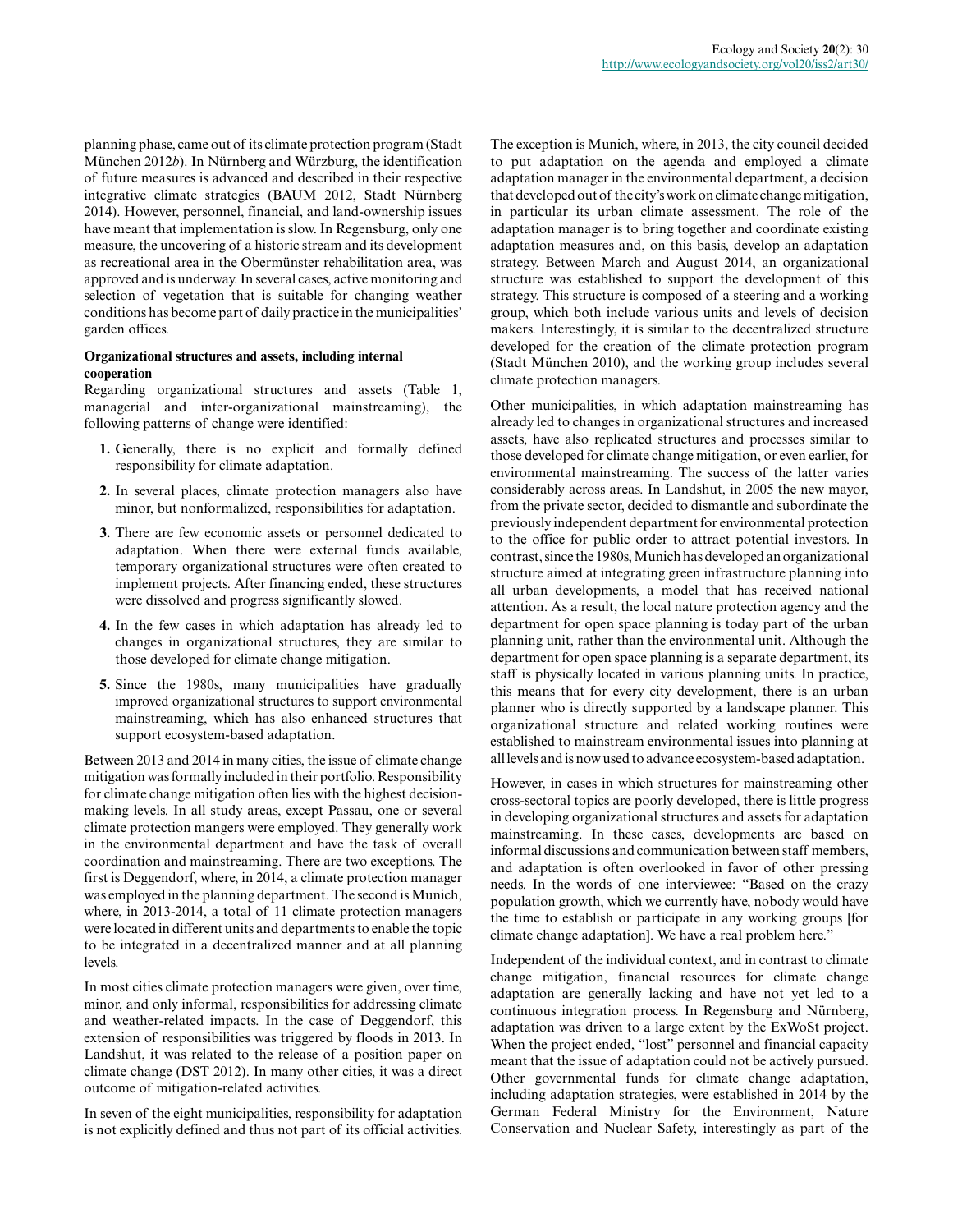planning phase, came out of its climate protection program (Stadt München 2012*b*). In Nürnberg and Würzburg, the identification of future measures is advanced and described in their respective integrative climate strategies (BAUM 2012, Stadt Nürnberg 2014). However, personnel, financial, and land-ownership issues have meant that implementation is slow. In Regensburg, only one measure, the uncovering of a historic stream and its development as recreational area in the Obermünster rehabilitation area, was approved and is underway. In several cases, active monitoring and selection of vegetation that is suitable for changing weather conditions has become part of daily practice in the municipalities' garden offices.

### Organizational structures and assets, including internal cooperation

Regarding organizational structures and assets (Table 1, managerial and inter-organizational mainstreaming), the following patterns of change were identified:

1. Generally, there is no explicit and formally defined responsibility for climate adaptation.
2. In several places, climate protection managers also have minor, but nonformalized, responsibilities for adaptation.
3. There are few economic assets or personnel dedicated to adaptation. When there were external funds available, temporary organizational structures were often created to implement projects. After financing ended, these structures were dissolved and progress significantly slowed.
4. In the few cases in which adaptation has already led to changes in organizational structures, they are similar to those developed for climate change mitigation.
5. Since the 1980s, many municipalities have gradually improved organizational structures to support environmental mainstreaming, which has also enhanced structures that support ecosystem-based adaptation.

Between 2013 and 2014 in many cities, the issue of climate change mitigation was formally included in their portfolio. Responsibility for climate change mitigation often lies with the highest decision-making levels. In all study areas, except Passau, one or several climate protection mangers were employed. They generally work in the environmental department and have the task of overall coordination and mainstreaming. There are two exceptions. The first is Deggendorf, where, in 2014, a climate protection manager was employed in the planning department. The second is Munich, where, in 2013-2014, a total of 11 climate protection managers were located in different units and departments to enable the topic to be integrated in a decentralized manner and at all planning levels.

In most cities climate protection managers were given, over time, minor, and only informal, responsibilities for addressing climate and weather-related impacts. In the case of Deggendorf, this extension of responsibilities was triggered by floods in 2013. In Landshut, it was related to the release of a position paper on climate change (DST 2012). In many other cities, it was a direct outcome of mitigation-related activities.

In seven of the eight municipalities, responsibility for adaptation is not explicitly defined and thus not part of its official activities. The exception is Munich, where, in 2013, the city council decided to put adaptation on the agenda and employed a climate adaptation manager in the environmental department, a decision that developed out of the city's work on climate change mitigation, in particular its urban climate assessment. The role of the adaptation manager is to bring together and coordinate existing adaptation measures and, on this basis, develop an adaptation strategy. Between March and August 2014, an organizational structure was established to support the development of this strategy. This structure is composed of a steering and a working group, which both include various units and levels of decision makers. Interestingly, it is similar to the decentralized structure developed for the creation of the climate protection program (Stadt München 2010), and the working group includes several climate protection managers.

Other municipalities, in which adaptation mainstreaming has already led to changes in organizational structures and increased assets, have also replicated structures and processes similar to those developed for climate change mitigation, or even earlier, for environmental mainstreaming. The success of the latter varies considerably across areas. In Landshut, in 2005 the new mayor, from the private sector, decided to dismantle and subordinate the previously independent department for environmental protection to the office for public order to attract potential investors. In contrast, since the 1980s, Munich has developed an organizational structure aimed at integrating green infrastructure planning into all urban developments, a model that has received national attention. As a result, the local nature protection agency and the department for open space planning is today part of the urban planning unit, rather than the environmental unit. Although the department for open space planning is a separate department, its staff is physically located in various planning units. In practice, this means that for every city development, there is an urban planner who is directly supported by a landscape planner. This organizational structure and related working routines were established to mainstream environmental issues into planning at all levels and is now used to advance ecosystem-based adaptation.

However, in cases in which structures for mainstreaming other cross-sectoral topics are poorly developed, there is little progress in developing organizational structures and assets for adaptation mainstreaming. In these cases, developments are based on informal discussions and communication between staff members, and adaptation is often overlooked in favor of other pressing needs. In the words of one interviewee: "Based on the crazy population growth, which we currently have, nobody would have the time to establish or participate in any working groups [for climate change adaptation]. We have a real problem here."

Independent of the individual context, and in contrast to climate change mitigation, financial resources for climate change adaptation are generally lacking and have not yet led to a continuous integration process. In Regensburg and Nürnberg, adaptation was driven to a large extent by the ExWoSt project. When the project ended, "lost" personnel and financial capacity meant that the issue of adaptation could not be actively pursued. Other governmental funds for climate change adaptation, including adaptation strategies, were established in 2014 by the German Federal Ministry for the Environment, Nature Conservation and Nuclear Safety, interestingly as part of the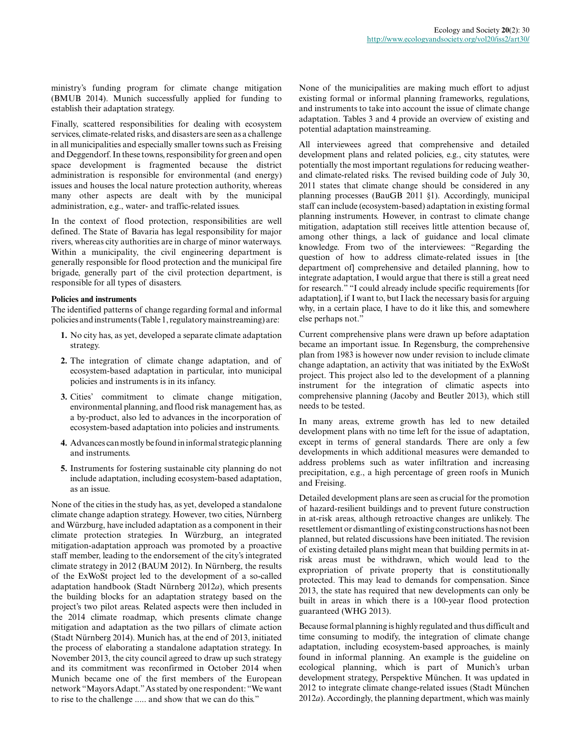ministry's funding program for climate change mitigation (BMUB 2014). Munich successfully applied for funding to establish their adaptation strategy.

Finally, scattered responsibilities for dealing with ecosystem services, climate-related risks, and disasters are seen as a challenge in all municipalities and especially smaller towns such as Freising and Deggendorf. In these towns, responsibility for green and open space development is fragmented because the district administration is responsible for environmental (and energy) issues and houses the local nature protection authority, whereas many other aspects are dealt with by the municipal administration, e.g., water- and traffic-related issues.

In the context of flood protection, responsibilities are well defined. The State of Bavaria has legal responsibility for major rivers, whereas city authorities are in charge of minor waterways. Within a municipality, the civil engineering department is generally responsible for flood protection and the municipal fire brigade, generally part of the civil protection department, is responsible for all types of disasters.

**Policies and instruments**

The identified patterns of change regarding formal and informal policies and instruments (Table 1, regulatory mainstreaming) are:

1. No city has, as yet, developed a separate climate adaptation strategy.
2. The integration of climate change adaptation, and of ecosystem-based adaptation in particular, into municipal policies and instruments is in its infancy.
3. Cities' commitment to climate change mitigation, environmental planning, and flood risk management has, as a by-product, also led to advances in the incorporation of ecosystem-based adaptation into policies and instruments.
4. Advances can mostly be found in informal strategic planning and instruments.
5. Instruments for fostering sustainable city planning do not include adaptation, including ecosystem-based adaptation, as an issue.

None of the cities in the study has, as yet, developed a standalone climate change adaption strategy. However, two cities, Nürnberg and Würzburg, have included adaptation as a component in their climate protection strategies. In Würzburg, an integrated mitigation-adaptation approach was promoted by a proactive staff member, leading to the endorsement of the city's integrated climate strategy in 2012 (BAUM 2012). In Nürnberg, the results of the ExWoSt project led to the development of a so-called adaptation handbook (Stadt Nürnberg 2012*a*), which presents the building blocks for an adaptation strategy based on the project's two pilot areas. Related aspects were then included in the 2014 climate roadmap, which presents climate change mitigation and adaptation as the two pillars of climate action (Stadt Nürnberg 2014). Munich has, at the end of 2013, initiated the process of elaborating a standalone adaptation strategy. In November 2013, the city council agreed to draw up such strategy and its commitment was reconfirmed in October 2014 when Munich became one of the first members of the European network "Mayors Adapt." As stated by one respondent: "We want to rise to the challenge ..... and show that we can do this."

None of the municipalities are making much effort to adjust existing formal or informal planning frameworks, regulations, and instruments to take into account the issue of climate change adaptation. Tables 3 and 4 provide an overview of existing and potential adaptation mainstreaming.

All interviewees agreed that comprehensive and detailed development plans and related policies, e.g., city statutes, were potentially the most important regulations for reducing weather- and climate-related risks. The revised building code of July 30, 2011 states that climate change should be considered in any planning processes (BauGB 2011 §1). Accordingly, municipal staff can include (ecosystem-based) adaptation in existing formal planning instruments. However, in contrast to climate change mitigation, adaptation still receives little attention because of, among other things, a lack of guidance and local climate knowledge. From two of the interviewees: "Regarding the question of how to address climate-related issues in [the department of] comprehensive and detailed planning, how to integrate adaptation, I would argue that there is still a great need for research." "I could already include specific requirements [for adaptation], if I want to, but I lack the necessary basis for arguing why, in a certain place, I have to do it like this, and somewhere else perhaps not."

Current comprehensive plans were drawn up before adaptation became an important issue. In Regensburg, the comprehensive plan from 1983 is however now under revision to include climate change adaptation, an activity that was initiated by the ExWoSt project. This project also led to the development of a planning instrument for the integration of climatic aspects into comprehensive planning (Jacoby and Beutler 2013), which still needs to be tested.

In many areas, extreme growth has led to new detailed development plans with no time left for the issue of adaptation, except in terms of general standards. There are only a few developments in which additional measures were demanded to address problems such as water infiltration and increasing precipitation, e.g., a high percentage of green roofs in Munich and Freising.

Detailed development plans are seen as crucial for the promotion of hazard-resilient buildings and to prevent future construction in at-risk areas, although retroactive changes are unlikely. The resettlement or dismantling of existing constructions has not been planned, but related discussions have been initiated. The revision of existing detailed plans might mean that building permits in at-risk areas must be withdrawn, which would lead to the expropriation of private property that is constitutionally protected. This may lead to demands for compensation. Since 2013, the state has required that new developments can only be built in areas in which there is a 100-year flood protection guaranteed (WHG 2013).

Because formal planning is highly regulated and thus difficult and time consuming to modify, the integration of climate change adaptation, including ecosystem-based approaches, is mainly found in informal planning. An example is the guideline on ecological planning, which is part of Munich's urban development strategy, Perspektive München. It was updated in 2012 to integrate climate change-related issues (Stadt München 2012*a*). Accordingly, the planning department, which was mainly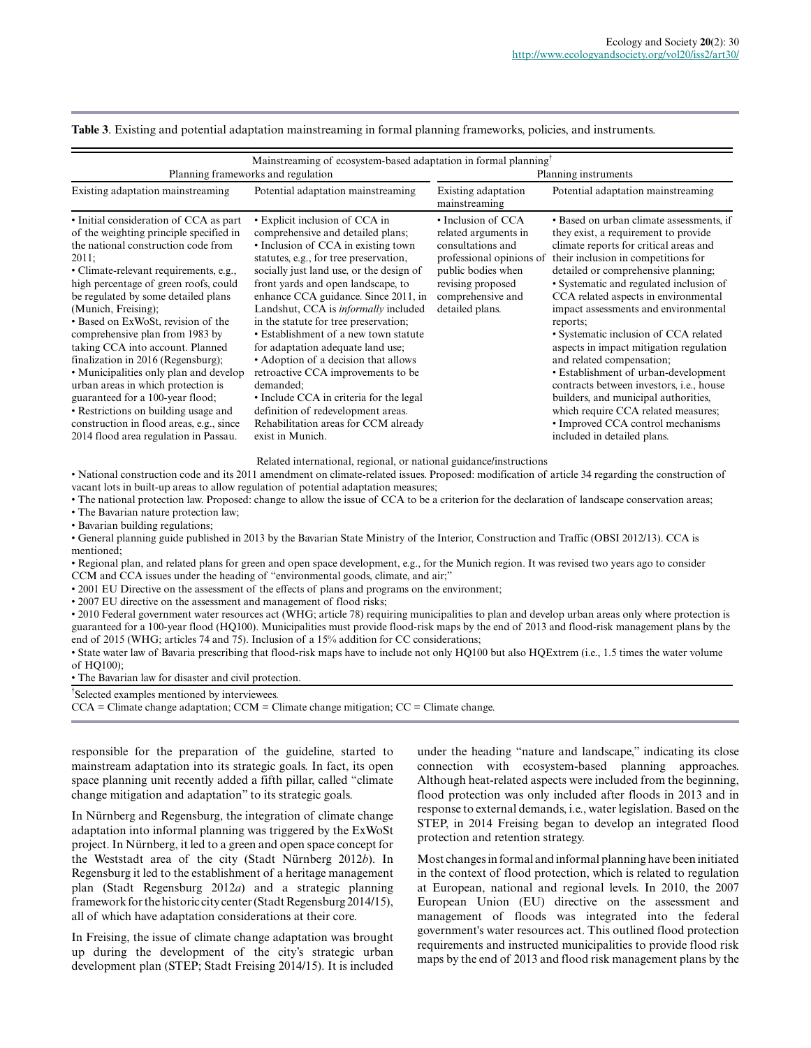**Table 3**. Existing and potential adaptation mainstreaming in formal planning frameworks, policies, and instruments.

| Mainstreaming of ecosystem-based adaptation in formal planning[†] | | | |
|---|---|---|---|
| Planning frameworks and regulation | | Planning instruments | |
| Existing adaptation mainstreaming | Potential adaptation mainstreaming | Existing adaptation mainstreaming | Potential adaptation mainstreaming |
| • Initial consideration of CCA as part of the weighting principle specified in the national construction code from 2011;<br>• Climate-relevant requirements, e.g., high percentage of green roofs, could be regulated by some detailed plans (Munich, Freising);<br>• Based on ExWoSt, revision of the comprehensive plan from 1983 by taking CCA into account. Planned finalization in 2016 (Regensburg);<br>• Municipalities only plan and develop urban areas in which protection is guaranteed for a 100-year flood;<br>• Restrictions on building usage and construction in flood areas, e.g., since 2014 flood area regulation in Passau. | • Explicit inclusion of CCA in comprehensive and detailed plans;<br>• Inclusion of CCA in existing town statutes, e.g., for tree preservation, socially just land use, or the design of front yards and open landscape, to enhance CCA guidance. Since 2011, in Landshut, CCA is *informally* included in the statute for tree preservation;<br>• Establishment of a new town statute for adaptation adequate land use;<br>• Adoption of a decision that allows retroactive CCA improvements to be demanded;<br>• Include CCA in criteria for the legal definition of redevelopment areas. Rehabilitation areas for CCM already exist in Munich. | • Inclusion of CCA related arguments in consultations and professional opinions of public bodies when revising proposed comprehensive and detailed plans. | • Based on urban climate assessments, if they exist, a requirement to provide climate reports for critical areas and their inclusion in competitions for detailed or comprehensive planning;<br>• Systematic and regulated inclusion of CCA related aspects in environmental impact assessments and environmental reports;<br>• Systematic inclusion of CCA related aspects in impact mitigation regulation and related compensation;<br>• Establishment of urban-development contracts between investors, i.e., house builders, and municipal authorities, which require CCA related measures;<br>• Improved CCA control mechanisms included in detailed plans. |

Related international, regional, or national guidance/instructions

• National construction code and its 2011 amendment on climate-related issues. Proposed: modification of article 34 regarding the construction of vacant lots in built-up areas to allow regulation of potential adaptation measures;
• The national protection law. Proposed: change to allow the issue of CCA to be a criterion for the declaration of landscape conservation areas;
• The Bavarian nature protection law;
• Bavarian building regulations;
• General planning guide published in 2013 by the Bavarian State Ministry of the Interior, Construction and Traffic (OBSI 2012/13). CCA is mentioned;
• Regional plan, and related plans for green and open space development, e.g., for the Munich region. It was revised two years ago to consider CCM and CCA issues under the heading of "environmental goods, climate, and air;"
• 2001 EU Directive on the assessment of the effects of plans and programs on the environment;
• 2007 EU directive on the assessment and management of flood risks;
• 2010 Federal government water resources act (WHG; article 78) requiring municipalities to plan and develop urban areas only where protection is guaranteed for a 100-year flood (HQ100). Municipalities must provide flood-risk maps by the end of 2013 and flood-risk management plans by the end of 2015 (WHG; articles 74 and 75). Inclusion of a 15% addition for CC considerations;
• State water law of Bavaria prescribing that flood-risk maps have to include not only HQ100 but also HQExtrem (i.e., 1.5 times the water volume of HQ100);
• The Bavarian law for disaster and civil protection.

[†]Selected examples mentioned by interviewees.
CCA = Climate change adaptation; CCM = Climate change mitigation; CC = Climate change.

responsible for the preparation of the guideline, started to mainstream adaptation into its strategic goals. In fact, its open space planning unit recently added a fifth pillar, called "climate change mitigation and adaptation" to its strategic goals.

In Nürnberg and Regensburg, the integration of climate change adaptation into informal planning was triggered by the ExWoSt project. In Nürnberg, it led to a green and open space concept for the Weststadt area of the city (Stadt Nürnberg 2012*b*). In Regensburg it led to the establishment of a heritage management plan (Stadt Regensburg 2012*a*) and a strategic planning framework for the historic city center (Stadt Regensburg 2014/15), all of which have adaptation considerations at their core.

In Freising, the issue of climate change adaptation was brought up during the development of the city's strategic urban development plan (STEP; Stadt Freising 2014/15). It is included under the heading "nature and landscape," indicating its close connection with ecosystem-based planning approaches. Although heat-related aspects were included from the beginning, flood protection was only included after floods in 2013 and in response to external demands, i.e., water legislation. Based on the STEP, in 2014 Freising began to develop an integrated flood protection and retention strategy.

Most changes in formal and informal planning have been initiated in the context of flood protection, which is related to regulation at European, national and regional levels. In 2010, the 2007 European Union (EU) directive on the assessment and management of floods was integrated into the federal government's water resources act. This outlined flood protection requirements and instructed municipalities to provide flood risk maps by the end of 2013 and flood risk management plans by the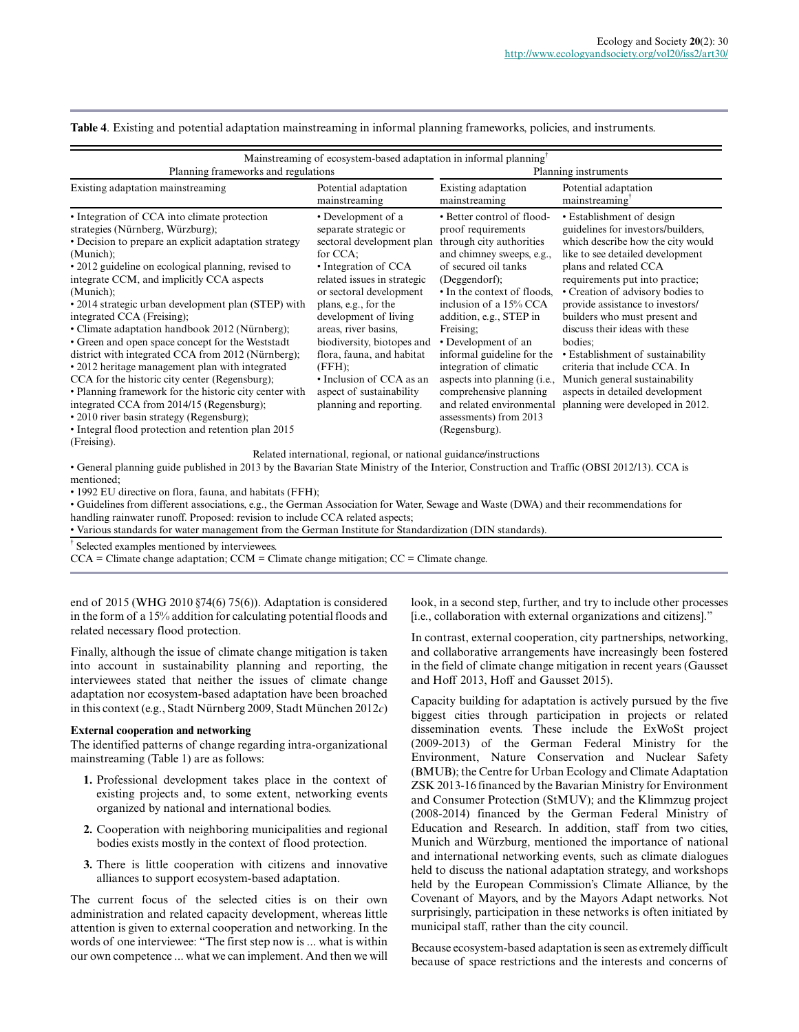**Table 4**. Existing and potential adaptation mainstreaming in informal planning frameworks, policies, and instruments.

| Mainstreaming of ecosystem-based adaptation in informal planning[†] | | | |
|---|---|---|---|
| Planning frameworks and regulations | | Planning instruments | |
| Existing adaptation mainstreaming | Potential adaptation mainstreaming | Existing adaptation mainstreaming | Potential adaptation mainstreaming[†] |
| • Integration of CCA into climate protection strategies (Nürnberg, Würzburg);<br>• Decision to prepare an explicit adaptation strategy (Munich);<br>• 2012 guideline on ecological planning, revised to integrate CCM, and implicitly CCA aspects (Munich);<br>• 2014 strategic urban development plan (STEP) with integrated CCA (Freising);<br>• Climate adaptation handbook 2012 (Nürnberg);<br>• Green and open space concept for the Weststadt district with integrated CCA from 2012 (Nürnberg);<br>• 2012 heritage management plan with integrated CCA for the historic city center (Regensburg);<br>• Planning framework for the historic city center with integrated CCA from 2014/15 (Regensburg);<br>• 2010 river basin strategy (Regensburg);<br>• Integral flood protection and retention plan 2015 (Freising). | • Development of a separate strategic or sectoral development plan for CCA;<br>• Integration of CCA related issues in strategic or sectoral development plans, e.g., for the development of living areas, river basins, biodiversity, biotopes and flora, fauna, and habitat (FFH);<br>• Inclusion of CCA as an aspect of sustainability planning and reporting. | • Better control of flood-proof requirements through city authorities and chimney sweeps, e.g., of secured oil tanks (Deggendorf);<br>• In the context of floods, inclusion of a 15% CCA addition, e.g., STEP in Freising;<br>• Development of an informal guideline for the integration of climatic aspects into planning (i.e., comprehensive planning and related environmental assessments) from 2013 (Regensburg). | • Establishment of design guidelines for investors/builders, which describe how the city would like to see detailed development plans and related CCA requirements put into practice;<br>• Creation of advisory bodies to provide assistance to investors/builders who must present and discuss their ideas with these bodies;<br>• Establishment of sustainability criteria that include CCA. In Munich general sustainability aspects in detailed development planning were developed in 2012. |
| Related international, regional, or national guidance/instructions | | | |
| • General planning guide published in 2013 by the Bavarian State Ministry of the Interior, Construction and Traffic (OBSI 2012/13). CCA is mentioned;<br>• 1992 EU directive on flora, fauna, and habitats (FFH);<br>• Guidelines from different associations, e.g., the German Association for Water, Sewage and Waste (DWA) and their recommendations for handling rainwater runoff. Proposed: revision to include CCA related aspects;<br>• Various standards for water management from the German Institute for Standardization (DIN standards). | | | |

[†] Selected examples mentioned by interviewees.
CCA = Climate change adaptation; CCM = Climate change mitigation; CC = Climate change.

end of 2015 (WHG 2010 §74(6) 75(6)). Adaptation is considered in the form of a 15% addition for calculating potential floods and related necessary flood protection.

Finally, although the issue of climate change mitigation is taken into account in sustainability planning and reporting, the interviewees stated that neither the issues of climate change adaptation nor ecosystem-based adaptation have been broached in this context (e.g., Stadt Nürnberg 2009, Stadt München 2012*c*)

**External cooperation and networking**

The identified patterns of change regarding intra-organizational mainstreaming (Table 1) are as follows:

1. Professional development takes place in the context of existing projects and, to some extent, networking events organized by national and international bodies.
2. Cooperation with neighboring municipalities and regional bodies exists mostly in the context of flood protection.
3. There is little cooperation with citizens and innovative alliances to support ecosystem-based adaptation.

The current focus of the selected cities is on their own administration and related capacity development, whereas little attention is given to external cooperation and networking. In the words of one interviewee: "The first step now is ... what is within our own competence ... what we can implement. And then we will look, in a second step, further, and try to include other processes [i.e., collaboration with external organizations and citizens]."

In contrast, external cooperation, city partnerships, networking, and collaborative arrangements have increasingly been fostered in the field of climate change mitigation in recent years (Gausset and Hoff 2013, Hoff and Gausset 2015).

Capacity building for adaptation is actively pursued by the five biggest cities through participation in projects or related dissemination events. These include the ExWoSt project (2009-2013) of the German Federal Ministry for the Environment, Nature Conservation and Nuclear Safety (BMUB); the Centre for Urban Ecology and Climate Adaptation ZSK 2013-16 financed by the Bavarian Ministry for Environment and Consumer Protection (StMUV); and the Klimmzug project (2008-2014) financed by the German Federal Ministry of Education and Research. In addition, staff from two cities, Munich and Würzburg, mentioned the importance of national and international networking events, such as climate dialogues held to discuss the national adaptation strategy, and workshops held by the European Commission's Climate Alliance, by the Covenant of Mayors, and by the Mayors Adapt networks. Not surprisingly, participation in these networks is often initiated by municipal staff, rather than the city council.

Because ecosystem-based adaptation is seen as extremely difficult because of space restrictions and the interests and concerns of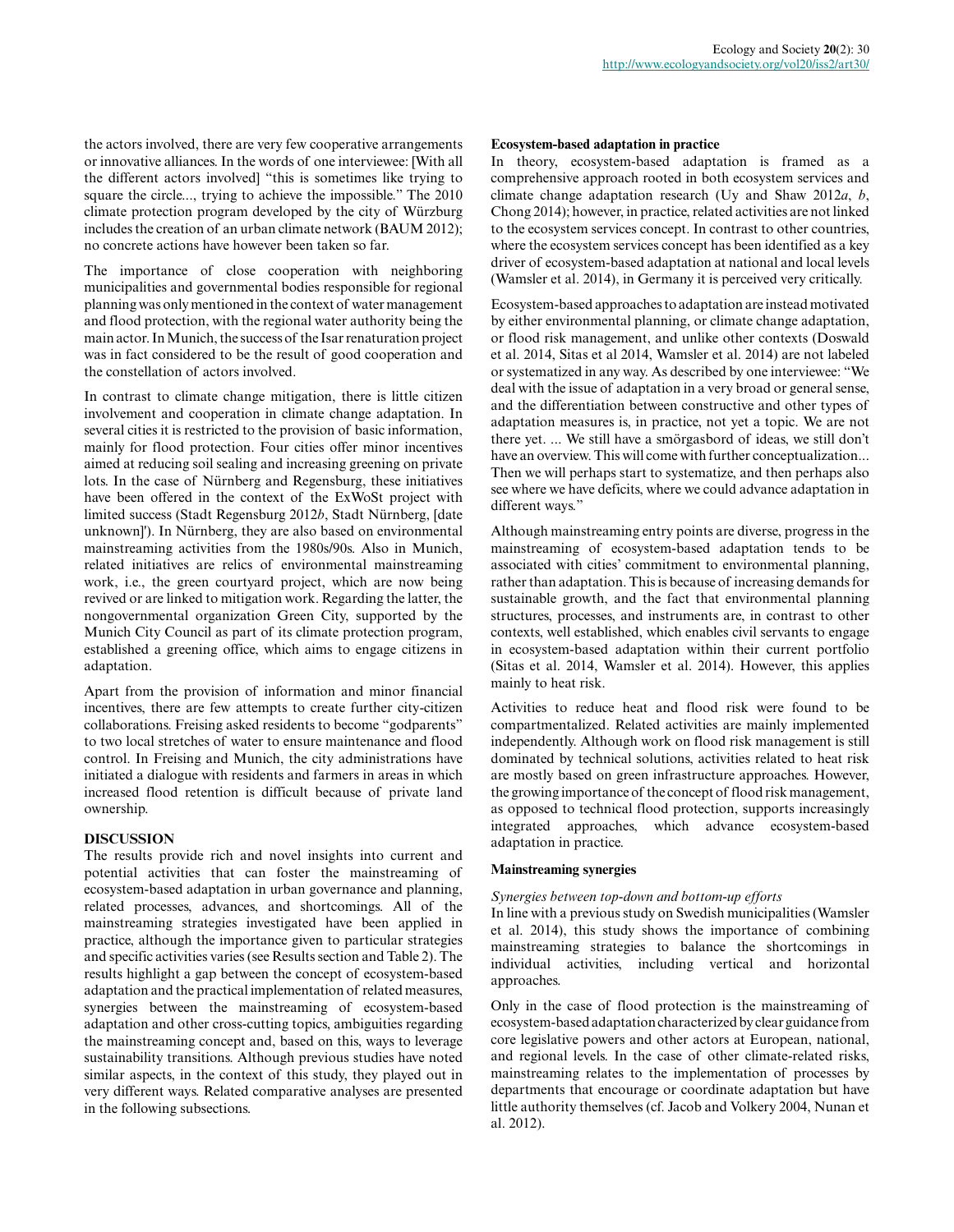the actors involved, there are very few cooperative arrangements or innovative alliances. In the words of one interviewee: [With all the different actors involved] "this is sometimes like trying to square the circle..., trying to achieve the impossible." The 2010 climate protection program developed by the city of Würzburg includes the creation of an urban climate network (BAUM 2012); no concrete actions have however been taken so far.

The importance of close cooperation with neighboring municipalities and governmental bodies responsible for regional planning was only mentioned in the context of water management and flood protection, with the regional water authority being the main actor. In Munich, the success of the Isar renaturation project was in fact considered to be the result of good cooperation and the constellation of actors involved.

In contrast to climate change mitigation, there is little citizen involvement and cooperation in climate change adaptation. In several cities it is restricted to the provision of basic information, mainly for flood protection. Four cities offer minor incentives aimed at reducing soil sealing and increasing greening on private lots. In the case of Nürnberg and Regensburg, these initiatives have been offered in the context of the ExWoSt project with limited success (Stadt Regensburg 2012*b*, Stadt Nürnberg, [date unknown]'). In Nürnberg, they are also based on environmental mainstreaming activities from the 1980s/90s. Also in Munich, related initiatives are relics of environmental mainstreaming work, i.e., the green courtyard project, which are now being revived or are linked to mitigation work. Regarding the latter, the nongovernmental organization Green City, supported by the Munich City Council as part of its climate protection program, established a greening office, which aims to engage citizens in adaptation.

Apart from the provision of information and minor financial incentives, there are few attempts to create further city-citizen collaborations. Freising asked residents to become "godparents" to two local stretches of water to ensure maintenance and flood control. In Freising and Munich, the city administrations have initiated a dialogue with residents and farmers in areas in which increased flood retention is difficult because of private land ownership.

## DISCUSSION

The results provide rich and novel insights into current and potential activities that can foster the mainstreaming of ecosystem-based adaptation in urban governance and planning, related processes, advances, and shortcomings. All of the mainstreaming strategies investigated have been applied in practice, although the importance given to particular strategies and specific activities varies (see Results section and Table 2). The results highlight a gap between the concept of ecosystem-based adaptation and the practical implementation of related measures, synergies between the mainstreaming of ecosystem-based adaptation and other cross-cutting topics, ambiguities regarding the mainstreaming concept and, based on this, ways to leverage sustainability transitions. Although previous studies have noted similar aspects, in the context of this study, they played out in very different ways. Related comparative analyses are presented in the following subsections.

### Ecosystem-based adaptation in practice

In theory, ecosystem-based adaptation is framed as a comprehensive approach rooted in both ecosystem services and climate change adaptation research (Uy and Shaw 2012*a*, *b*, Chong 2014); however, in practice, related activities are not linked to the ecosystem services concept. In contrast to other countries, where the ecosystem services concept has been identified as a key driver of ecosystem-based adaptation at national and local levels (Wamsler et al. 2014), in Germany it is perceived very critically.

Ecosystem-based approaches to adaptation are instead motivated by either environmental planning, or climate change adaptation, or flood risk management, and unlike other contexts (Doswald et al. 2014, Sitas et al 2014, Wamsler et al. 2014) are not labeled or systematized in any way. As described by one interviewee: "We deal with the issue of adaptation in a very broad or general sense, and the differentiation between constructive and other types of adaptation measures is, in practice, not yet a topic. We are not there yet. ... We still have a smörgasbord of ideas, we still don't have an overview. This will come with further conceptualization... Then we will perhaps start to systematize, and then perhaps also see where we have deficits, where we could advance adaptation in different ways."

Although mainstreaming entry points are diverse, progress in the mainstreaming of ecosystem-based adaptation tends to be associated with cities' commitment to environmental planning, rather than adaptation. This is because of increasing demands for sustainable growth, and the fact that environmental planning structures, processes, and instruments are, in contrast to other contexts, well established, which enables civil servants to engage in ecosystem-based adaptation within their current portfolio (Sitas et al. 2014, Wamsler et al. 2014). However, this applies mainly to heat risk.

Activities to reduce heat and flood risk were found to be compartmentalized. Related activities are mainly implemented independently. Although work on flood risk management is still dominated by technical solutions, activities related to heat risk are mostly based on green infrastructure approaches. However, the growing importance of the concept of flood risk management, as opposed to technical flood protection, supports increasingly integrated approaches, which advance ecosystem-based adaptation in practice.

### Mainstreaming synergies

*Synergies between top-down and bottom-up efforts*

In line with a previous study on Swedish municipalities (Wamsler et al. 2014), this study shows the importance of combining mainstreaming strategies to balance the shortcomings in individual activities, including vertical and horizontal approaches.

Only in the case of flood protection is the mainstreaming of ecosystem-based adaptation characterized by clear guidance from core legislative powers and other actors at European, national, and regional levels. In the case of other climate-related risks, mainstreaming relates to the implementation of processes by departments that encourage or coordinate adaptation but have little authority themselves (cf. Jacob and Volkery 2004, Nunan et al. 2012).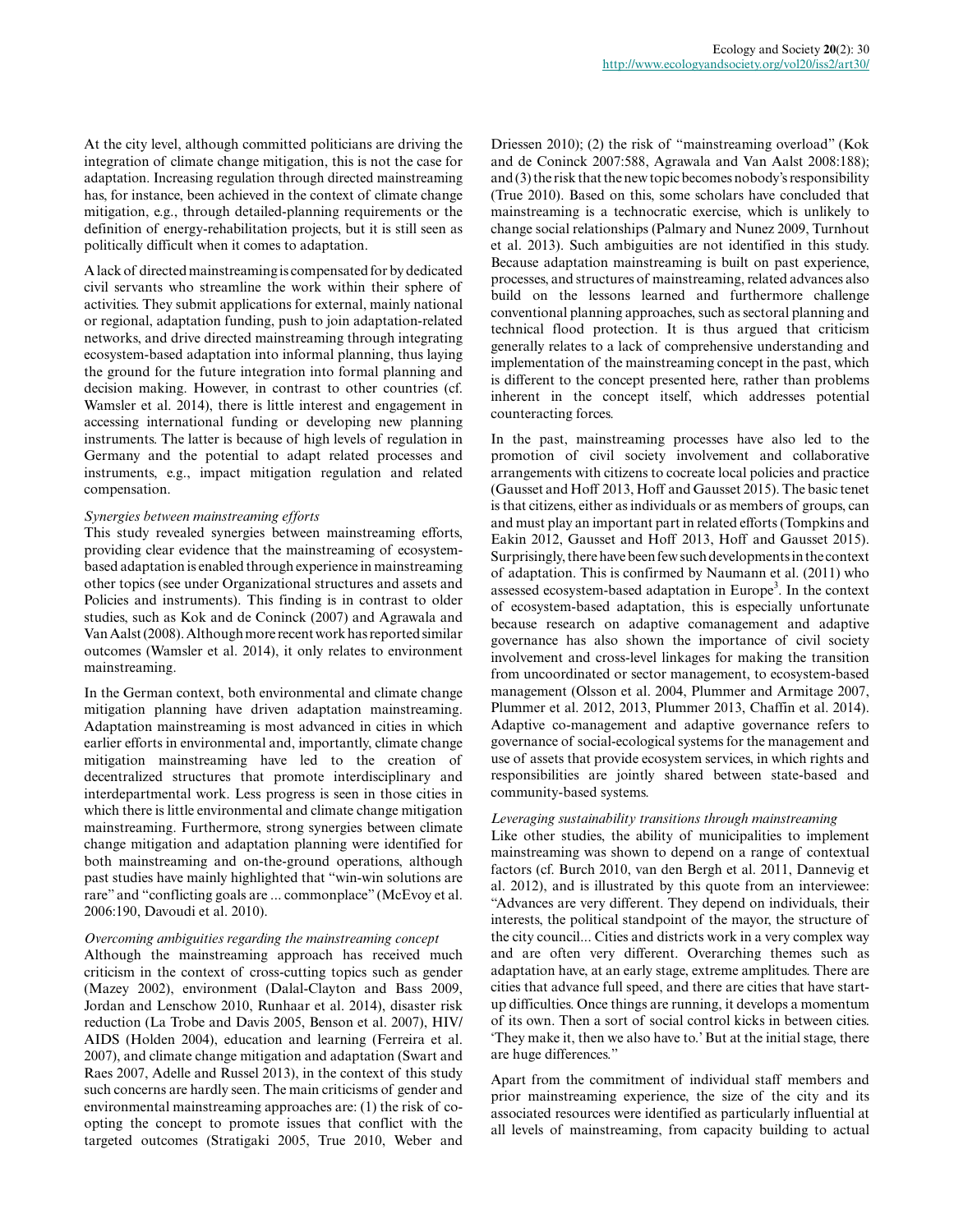At the city level, although committed politicians are driving the integration of climate change mitigation, this is not the case for adaptation. Increasing regulation through directed mainstreaming has, for instance, been achieved in the context of climate change mitigation, e.g., through detailed-planning requirements or the definition of energy-rehabilitation projects, but it is still seen as politically difficult when it comes to adaptation.

A lack of directed mainstreaming is compensated for by dedicated civil servants who streamline the work within their sphere of activities. They submit applications for external, mainly national or regional, adaptation funding, push to join adaptation-related networks, and drive directed mainstreaming through integrating ecosystem-based adaptation into informal planning, thus laying the ground for the future integration into formal planning and decision making. However, in contrast to other countries (cf. Wamsler et al. 2014), there is little interest and engagement in accessing international funding or developing new planning instruments. The latter is because of high levels of regulation in Germany and the potential to adapt related processes and instruments, e.g., impact mitigation regulation and related compensation.

*Synergies between mainstreaming efforts*

This study revealed synergies between mainstreaming efforts, providing clear evidence that the mainstreaming of ecosystem-based adaptation is enabled through experience in mainstreaming other topics (see under Organizational structures and assets and Policies and instruments). This finding is in contrast to older studies, such as Kok and de Coninck (2007) and Agrawala and Van Aalst (2008). Although more recent work has reported similar outcomes (Wamsler et al. 2014), it only relates to environment mainstreaming.

In the German context, both environmental and climate change mitigation planning have driven adaptation mainstreaming. Adaptation mainstreaming is most advanced in cities in which earlier efforts in environmental and, importantly, climate change mitigation mainstreaming have led to the creation of decentralized structures that promote interdisciplinary and interdepartmental work. Less progress is seen in those cities in which there is little environmental and climate change mitigation mainstreaming. Furthermore, strong synergies between climate change mitigation and adaptation planning were identified for both mainstreaming and on-the-ground operations, although past studies have mainly highlighted that "win-win solutions are rare" and "conflicting goals are ... commonplace" (McEvoy et al. 2006:190, Davoudi et al. 2010).

*Overcoming ambiguities regarding the mainstreaming concept*

Although the mainstreaming approach has received much criticism in the context of cross-cutting topics such as gender (Mazey 2002), environment (Dalal-Clayton and Bass 2009, Jordan and Lenschow 2010, Runhaar et al. 2014), disaster risk reduction (La Trobe and Davis 2005, Benson et al. 2007), HIV/AIDS (Holden 2004), education and learning (Ferreira et al. 2007), and climate change mitigation and adaptation (Swart and Raes 2007, Adelle and Russel 2013), in the context of this study such concerns are hardly seen. The main criticisms of gender and environmental mainstreaming approaches are: (1) the risk of co-opting the concept to promote issues that conflict with the targeted outcomes (Stratigaki 2005, True 2010, Weber and Driessen 2010); (2) the risk of "mainstreaming overload" (Kok and de Coninck 2007:588, Agrawala and Van Aalst 2008:188); and (3) the risk that the new topic becomes nobody's responsibility (True 2010). Based on this, some scholars have concluded that mainstreaming is a technocratic exercise, which is unlikely to change social relationships (Palmary and Nunez 2009, Turnhout et al. 2013). Such ambiguities are not identified in this study. Because adaptation mainstreaming is built on past experience, processes, and structures of mainstreaming, related advances also build on the lessons learned and furthermore challenge conventional planning approaches, such as sectoral planning and technical flood protection. It is thus argued that criticism generally relates to a lack of comprehensive understanding and implementation of the mainstreaming concept in the past, which is different to the concept presented here, rather than problems inherent in the concept itself, which addresses potential counteracting forces.

In the past, mainstreaming processes have also led to the promotion of civil society involvement and collaborative arrangements with citizens to cocreate local policies and practice (Gausset and Hoff 2013, Hoff and Gausset 2015). The basic tenet is that citizens, either as individuals or as members of groups, can and must play an important part in related efforts (Tompkins and Eakin 2012, Gausset and Hoff 2013, Hoff and Gausset 2015). Surprisingly, there have been few such developments in the context of adaptation. This is confirmed by Naumann et al. (2011) who assessed ecosystem-based adaptation in Europe[3]. In the context of ecosystem-based adaptation, this is especially unfortunate because research on adaptive comanagement and adaptive governance has also shown the importance of civil society involvement and cross-level linkages for making the transition from uncoordinated or sector management, to ecosystem-based management (Olsson et al. 2004, Plummer and Armitage 2007, Plummer et al. 2012, 2013, Plummer 2013, Chaffin et al. 2014). Adaptive co-management and adaptive governance refers to governance of social-ecological systems for the management and use of assets that provide ecosystem services, in which rights and responsibilities are jointly shared between state-based and community-based systems.

*Leveraging sustainability transitions through mainstreaming*

Like other studies, the ability of municipalities to implement mainstreaming was shown to depend on a range of contextual factors (cf. Burch 2010, van den Bergh et al. 2011, Dannevig et al. 2012), and is illustrated by this quote from an interviewee: "Advances are very different. They depend on individuals, their interests, the political standpoint of the mayor, the structure of the city council... Cities and districts work in a very complex way and are often very different. Overarching themes such as adaptation have, at an early stage, extreme amplitudes. There are cities that advance full speed, and there are cities that have start-up difficulties. Once things are running, it develops a momentum of its own. Then a sort of social control kicks in between cities. 'They make it, then we also have to.' But at the initial stage, there are huge differences."

Apart from the commitment of individual staff members and prior mainstreaming experience, the size of the city and its associated resources were identified as particularly influential at all levels of mainstreaming, from capacity building to actual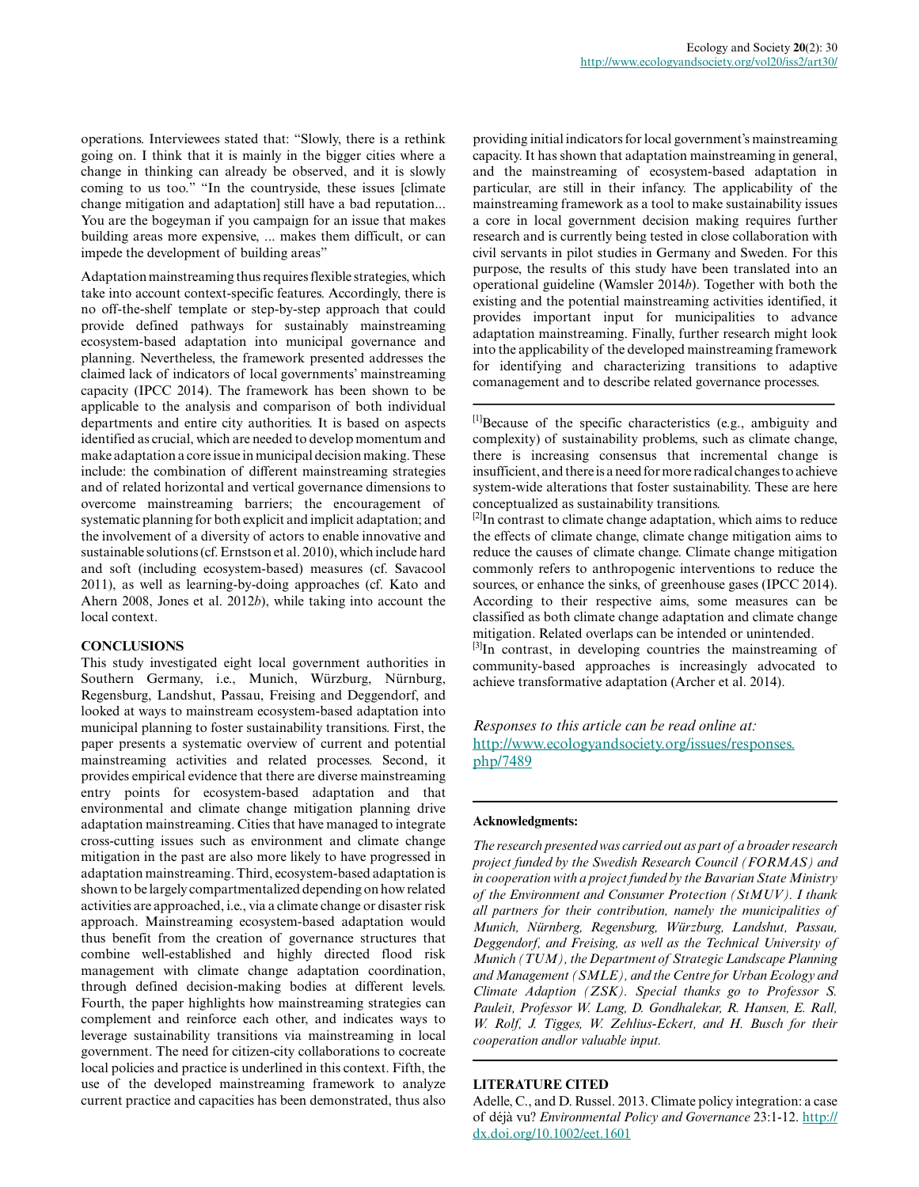operations. Interviewees stated that: "Slowly, there is a rethink going on. I think that it is mainly in the bigger cities where a change in thinking can already be observed, and it is slowly coming to us too." "In the countryside, these issues [climate change mitigation and adaptation] still have a bad reputation... You are the bogeyman if you campaign for an issue that makes building areas more expensive, ... makes them difficult, or can impede the development of building areas"

Adaptation mainstreaming thus requires flexible strategies, which take into account context-specific features. Accordingly, there is no off-the-shelf template or step-by-step approach that could provide defined pathways for sustainably mainstreaming ecosystem-based adaptation into municipal governance and planning. Nevertheless, the framework presented addresses the claimed lack of indicators of local governments' mainstreaming capacity (IPCC 2014). The framework has been shown to be applicable to the analysis and comparison of both individual departments and entire city authorities. It is based on aspects identified as crucial, which are needed to develop momentum and make adaptation a core issue in municipal decision making. These include: the combination of different mainstreaming strategies and of related horizontal and vertical governance dimensions to overcome mainstreaming barriers; the encouragement of systematic planning for both explicit and implicit adaptation; and the involvement of a diversity of actors to enable innovative and sustainable solutions (cf. Ernstson et al. 2010), which include hard and soft (including ecosystem-based) measures (cf. Savacool 2011), as well as learning-by-doing approaches (cf. Kato and Ahern 2008, Jones et al. 2012*b*), while taking into account the local context.

## CONCLUSIONS

This study investigated eight local government authorities in Southern Germany, i.e., Munich, Würzburg, Nürnburg, Regensburg, Landshut, Passau, Freising and Deggendorf, and looked at ways to mainstream ecosystem-based adaptation into municipal planning to foster sustainability transitions. First, the paper presents a systematic overview of current and potential mainstreaming activities and related processes. Second, it provides empirical evidence that there are diverse mainstreaming entry points for ecosystem-based adaptation and that environmental and climate change mitigation planning drive adaptation mainstreaming. Cities that have managed to integrate cross-cutting issues such as environment and climate change mitigation in the past are also more likely to have progressed in adaptation mainstreaming. Third, ecosystem-based adaptation is shown to be largely compartmentalized depending on how related activities are approached, i.e., via a climate change or disaster risk approach. Mainstreaming ecosystem-based adaptation would thus benefit from the creation of governance structures that combine well-established and highly directed flood risk management with climate change adaptation coordination, through defined decision-making bodies at different levels. Fourth, the paper highlights how mainstreaming strategies can complement and reinforce each other, and indicates ways to leverage sustainability transitions via mainstreaming in local government. The need for citizen-city collaborations to cocreate local policies and practice is underlined in this context. Fifth, the use of the developed mainstreaming framework to analyze current practice and capacities has been demonstrated, thus also providing initial indicators for local government's mainstreaming capacity. It has shown that adaptation mainstreaming in general, and the mainstreaming of ecosystem-based adaptation in particular, are still in their infancy. The applicability of the mainstreaming framework as a tool to make sustainability issues a core in local government decision making requires further research and is currently being tested in close collaboration with civil servants in pilot studies in Germany and Sweden. For this purpose, the results of this study have been translated into an operational guideline (Wamsler 2014*b*). Together with both the existing and the potential mainstreaming activities identified, it provides important input for municipalities to advance adaptation mainstreaming. Finally, further research might look into the applicability of the developed mainstreaming framework for identifying and characterizing transitions to adaptive comanagement and to describe related governance processes.

---

[1]Because of the specific characteristics (e.g., ambiguity and complexity) of sustainability problems, such as climate change, there is increasing consensus that incremental change is insufficient, and there is a need for more radical changes to achieve system-wide alterations that foster sustainability. These are here conceptualized as sustainability transitions.

[2]In contrast to climate change adaptation, which aims to reduce the effects of climate change, climate change mitigation aims to reduce the causes of climate change. Climate change mitigation commonly refers to anthropogenic interventions to reduce the sources, or enhance the sinks, of greenhouse gases (IPCC 2014). According to their respective aims, some measures can be classified as both climate change adaptation and climate change mitigation. Related overlaps can be intended or unintended.

[3]In contrast, in developing countries the mainstreaming of community-based approaches is increasingly advocated to achieve transformative adaptation (Archer et al. 2014).

*Responses to this article can be read online at:*
http://www.ecologyandsociety.org/issues/responses.php/7489

---

**Acknowledgments:**

*The research presented was carried out as part of a broader research project funded by the Swedish Research Council (FORMAS) and in cooperation with a project funded by the Bavarian State Ministry of the Environment and Consumer Protection (StMUV). I thank all partners for their contribution, namely the municipalities of Munich, Nürnberg, Regensburg, Würzburg, Landshut, Passau, Deggendorf, and Freising, as well as the Technical University of Munich (TUM), the Department of Strategic Landscape Planning and Management (SMLE), and the Centre for Urban Ecology and Climate Adaption (ZSK). Special thanks go to Professor S. Pauleit, Professor W. Lang, D. Gondhalekar, R. Hansen, E. Rall, W. Rolf, J. Tigges, W. Zehlius-Eckert, and H. Busch for their cooperation and/or valuable input.*

---

## LITERATURE CITED

Adelle, C., and D. Russel. 2013. Climate policy integration: a case of déjà vu? *Environmental Policy and Governance* 23:1-12. http://dx.doi.org/10.1002/eet.1601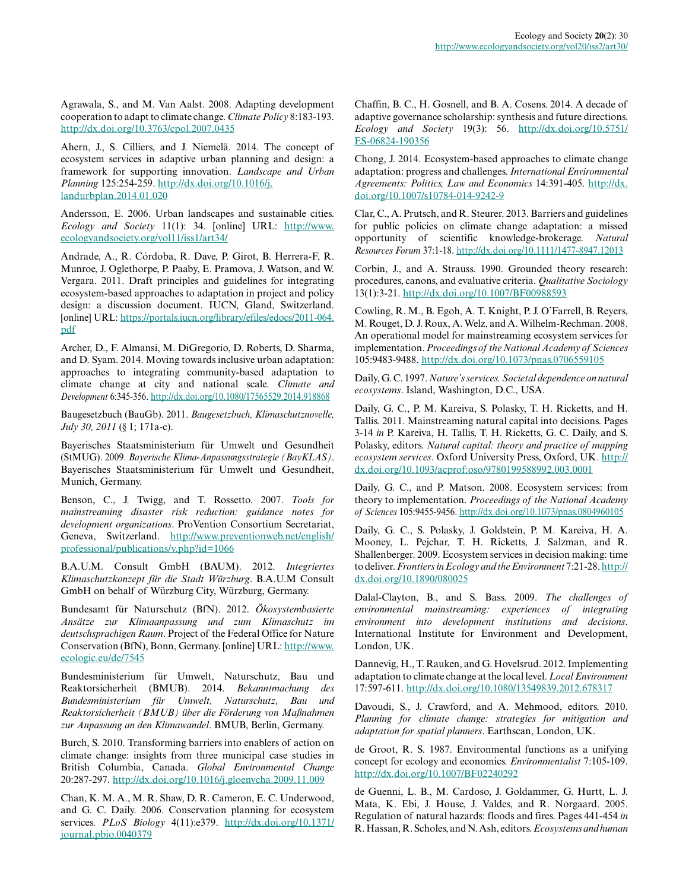Agrawala, S., and M. Van Aalst. 2008. Adapting development cooperation to adapt to climate change. *Climate Policy* 8:183-193. http://dx.doi.org/10.3763/cpol.2007.0435

Ahern, J., S. Cilliers, and J. Niemelä. 2014. The concept of ecosystem services in adaptive urban planning and design: a framework for supporting innovation. *Landscape and Urban Planning* 125:254-259. http://dx.doi.org/10.1016/j.landurbplan.2014.01.020

Andersson, E. 2006. Urban landscapes and sustainable cities. *Ecology and Society* 11(1): 34. [online] URL: http://www.ecologyandsociety.org/vol11/iss1/art34/

Andrade, A., R. Córdoba, R. Dave, P. Girot, B. Herrera-F, R. Munroe, J. Oglethorpe, P. Paaby, E. Pramova, J. Watson, and W. Vergara. 2011. Draft principles and guidelines for integrating ecosystem-based approaches to adaptation in project and policy design: a discussion document. IUCN, Gland, Switzerland. [online] URL: https://portals.iucn.org/library/efiles/edocs/2011-064.pdf

Archer, D., F. Almansi, M. DiGregorio, D. Roberts, D. Sharma, and D. Syam. 2014. Moving towards inclusive urban adaptation: approaches to integrating community-based adaptation to climate change at city and national scale. *Climate and Development* 6:345-356. http://dx.doi.org/10.1080/17565529.2014.918868

Baugesetzbuch (BauGb). 2011. *Baugesetzbuch, Klimaschutznovelle, July 30, 2011* (§ 1; 171a-c).

Bayerisches Staatsministerium für Umwelt und Gesundheit (StMUG). 2009. *Bayerische Klima-Anpassungsstrategie (BayKLAS)*. Bayerisches Staatsministerium für Umwelt und Gesundheit, Munich, Germany.

Benson, C., J. Twigg, and T. Rossetto. 2007. *Tools for mainstreaming disaster risk reduction: guidance notes for development organizations*. ProVention Consortium Secretariat, Geneva, Switzerland. http://www.preventionweb.net/english/professional/publications/v.php?id=1066

B.A.U.M. Consult GmbH (BAUM). 2012. *Integriertes Klimaschutzkonzept für die Stadt Würzburg*. B.A.U.M Consult GmbH on behalf of Würzburg City, Würzburg, Germany.

Bundesamt für Naturschutz (BfN). 2012. *Ökosystembasierte Ansätze zur Klimaanpassung und zum Klimaschutz im deutschsprachigen Raum*. Project of the Federal Office for Nature Conservation (BfN), Bonn, Germany. [online] URL: http://www.ecologic.eu/de/7545

Bundesministerium für Umwelt, Naturschutz, Bau und Reaktorsicherheit (BMUB). 2014. *Bekanntmachung des Bundesministerium für Umwelt, Naturschutz, Bau und Reaktorsicherheit (BMUB) über die Förderung von Maßnahmen zur Anpassung an den Klimawandel*. BMUB, Berlin, Germany.

Burch, S. 2010. Transforming barriers into enablers of action on climate change: insights from three municipal case studies in British Columbia, Canada. *Global Environmental Change* 20:287-297. http://dx.doi.org/10.1016/j.gloenvcha.2009.11.009

Chan, K. M. A., M. R. Shaw, D. R. Cameron, E. C. Underwood, and G. C. Daily. 2006. Conservation planning for ecosystem services. *PLoS Biology* 4(11):e379. http://dx.doi.org/10.1371/journal.pbio.0040379

Chaffin, B. C., H. Gosnell, and B. A. Cosens. 2014. A decade of adaptive governance scholarship: synthesis and future directions. *Ecology and Society* 19(3): 56. http://dx.doi.org/10.5751/ES-06824-190356

Chong, J. 2014. Ecosystem-based approaches to climate change adaptation: progress and challenges. *International Environmental Agreements: Politics, Law and Economics* 14:391-405. http://dx.doi.org/10.1007/s10784-014-9242-9

Clar, C., A. Prutsch, and R. Steurer. 2013. Barriers and guidelines for public policies on climate change adaptation: a missed opportunity of scientific knowledge-brokerage. *Natural Resources Forum* 37:1-18. http://dx.doi.org/10.1111/1477-8947.12013

Corbin, J., and A. Strauss. 1990. Grounded theory research: procedures, canons, and evaluative criteria. *Qualitative Sociology* 13(1):3-21. http://dx.doi.org/10.1007/BF00988593

Cowling, R. M., B. Egoh, A. T. Knight, P. J. O'Farrell, B. Reyers, M. Rouget, D. J. Roux, A. Welz, and A. Wilhelm-Rechman. 2008. An operational model for mainstreaming ecosystem services for implementation. *Proceedings of the National Academy of Sciences* 105:9483-9488. http://dx.doi.org/10.1073/pnas.0706559105

Daily, G. C. 1997. *Nature's services. Societal dependence on natural ecosystems*. Island, Washington, D.C., USA.

Daily, G. C., P. M. Kareiva, S. Polasky, T. H. Ricketts, and H. Tallis. 2011. Mainstreaming natural capital into decisions. Pages 3-14 *in* P. Kareiva, H. Tallis, T. H. Ricketts, G. C. Daily, and S. Polasky, editors. *Natural capital: theory and practice of mapping ecosystem services*. Oxford University Press, Oxford, UK. http://dx.doi.org/10.1093/acprof:oso/9780199588992.003.0001

Daily, G. C., and P. Matson. 2008. Ecosystem services: from theory to implementation. *Proceedings of the National Academy of Sciences* 105:9455-9456. http://dx.doi.org/10.1073/pnas.0804960105

Daily, G. C., S. Polasky, J. Goldstein, P. M. Kareiva, H. A. Mooney, L. Pejchar, T. H. Ricketts, J. Salzman, and R. Shallenberger. 2009. Ecosystem services in decision making: time to deliver. *Frontiers in Ecology and the Environment* 7:21-28. http://dx.doi.org/10.1890/080025

Dalal-Clayton, B., and S. Bass. 2009. *The challenges of environmental mainstreaming: experiences of integrating environment into development institutions and decisions*. International Institute for Environment and Development, London, UK.

Dannevig, H., T. Rauken, and G. Hovelsrud. 2012. Implementing adaptation to climate change at the local level. *Local Environment* 17:597-611. http://dx.doi.org/10.1080/13549839.2012.678317

Davoudi, S., J. Crawford, and A. Mehmood, editors. 2010. *Planning for climate change: strategies for mitigation and adaptation for spatial planners*. Earthscan, London, UK.

de Groot, R. S. 1987. Environmental functions as a unifying concept for ecology and economics. *Environmentalist* 7:105-109. http://dx.doi.org/10.1007/BF02240292

de Guenni, L. B., M. Cardoso, J. Goldammer, G. Hurtt, L. J. Mata, K. Ebi, J. House, J. Valdes, and R. Norgaard. 2005. Regulation of natural hazards: floods and fires. Pages 441-454 *in* R. Hassan, R. Scholes, and N. Ash, editors. *Ecosystems and human*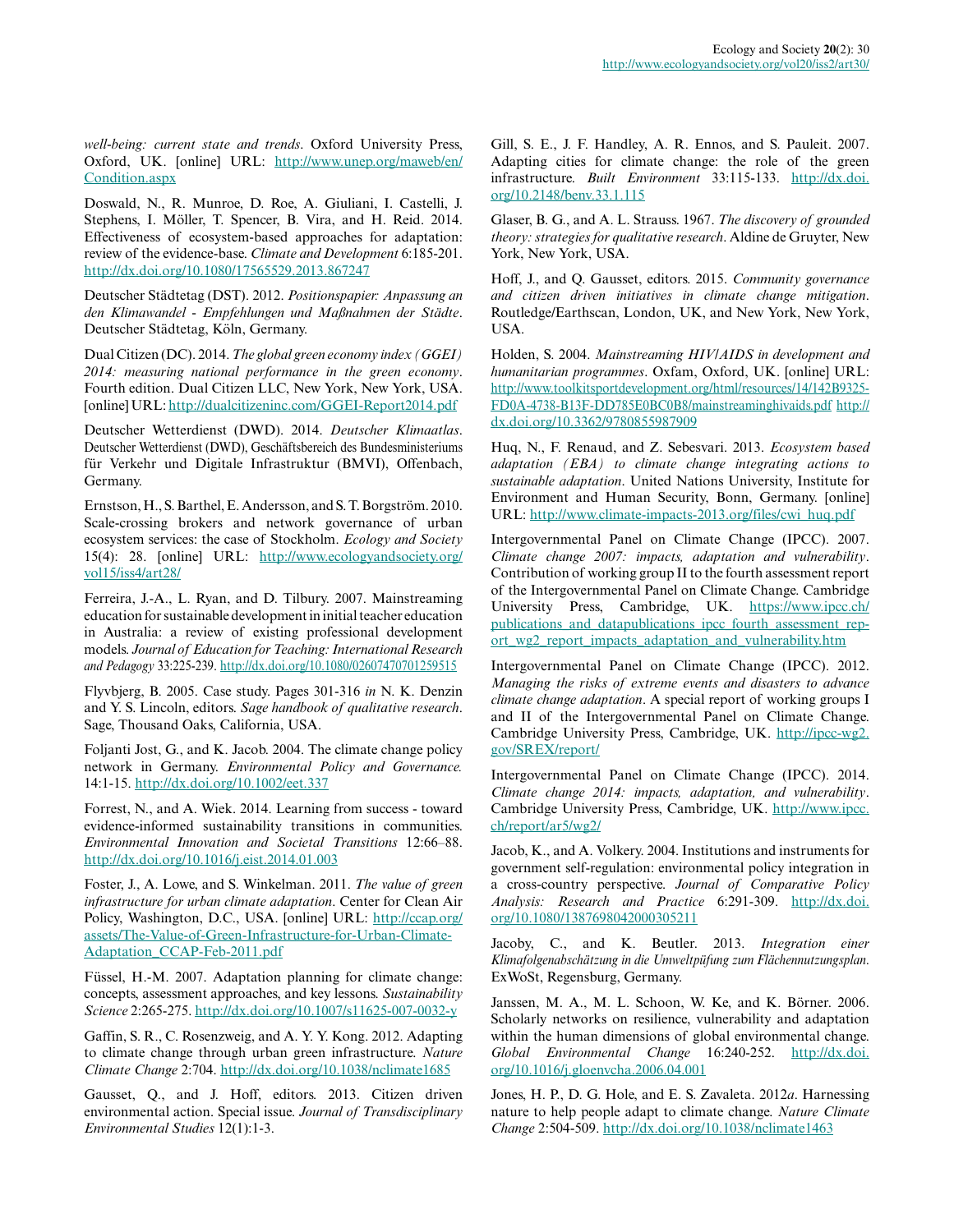*well-being: current state and trends*. Oxford University Press, Oxford, UK. [online] URL: http://www.unep.org/maweb/en/Condition.aspx

Doswald, N., R. Munroe, D. Roe, A. Giuliani, I. Castelli, J. Stephens, I. Möller, T. Spencer, B. Vira, and H. Reid. 2014. Effectiveness of ecosystem-based approaches for adaptation: review of the evidence-base. *Climate and Development* 6:185-201. http://dx.doi.org/10.1080/17565529.2013.867247

Deutscher Städtetag (DST). 2012. *Positionspapier: Anpassung an den Klimawandel - Empfehlungen und Maßnahmen der Städte*. Deutscher Städtetag, Köln, Germany.

Dual Citizen (DC). 2014. *The global green economy index (GGEI) 2014: measuring national performance in the green economy*. Fourth edition. Dual Citizen LLC, New York, New York, USA. [online] URL: http://dualcitizeninc.com/GGEI-Report2014.pdf

Deutscher Wetterdienst (DWD). 2014. *Deutscher Klimaatlas*. Deutscher Wetterdienst (DWD), Geschäftsbereich des Bundesministeriums für Verkehr und Digitale Infrastruktur (BMVI), Offenbach, Germany.

Ernstson, H., S. Barthel, E. Andersson, and S. T. Borgström. 2010. Scale-crossing brokers and network governance of urban ecosystem services: the case of Stockholm. *Ecology and Society* 15(4): 28. [online] URL: http://www.ecologyandsociety.org/vol15/iss4/art28/

Ferreira, J.-A., L. Ryan, and D. Tilbury. 2007. Mainstreaming education for sustainable development in initial teacher education in Australia: a review of existing professional development models. *Journal of Education for Teaching: International Research and Pedagogy* 33:225-239. http://dx.doi.org/10.1080/02607470701259515

Flyvbjerg, B. 2005. Case study. Pages 301-316 *in* N. K. Denzin and Y. S. Lincoln, editors. *Sage handbook of qualitative research*. Sage, Thousand Oaks, California, USA.

Foljanti Jost, G., and K. Jacob. 2004. The climate change policy network in Germany. *Environmental Policy and Governance.* 14:1-15. http://dx.doi.org/10.1002/eet.337

Forrest, N., and A. Wiek. 2014. Learning from success - toward evidence-informed sustainability transitions in communities. *Environmental Innovation and Societal Transitions* 12:66–88. http://dx.doi.org/10.1016/j.eist.2014.01.003

Foster, J., A. Lowe, and S. Winkelman. 2011. *The value of green infrastructure for urban climate adaptation*. Center for Clean Air Policy, Washington, D.C., USA. [online] URL: http://ccap.org/assets/The-Value-of-Green-Infrastructure-for-Urban-Climate-Adaptation_CCAP-Feb-2011.pdf

Füssel, H.-M. 2007. Adaptation planning for climate change: concepts, assessment approaches, and key lessons. *Sustainability Science* 2:265-275. http://dx.doi.org/10.1007/s11625-007-0032-y

Gaffin, S. R., C. Rosenzweig, and A. Y. Y. Kong. 2012. Adapting to climate change through urban green infrastructure. *Nature Climate Change* 2:704. http://dx.doi.org/10.1038/nclimate1685

Gausset, Q., and J. Hoff, editors. 2013. Citizen driven environmental action. Special issue. *Journal of Transdisciplinary Environmental Studies* 12(1):1-3.

Gill, S. E., J. F. Handley, A. R. Ennos, and S. Pauleit. 2007. Adapting cities for climate change: the role of the green infrastructure. *Built Environment* 33:115-133. http://dx.doi.org/10.2148/benv.33.1.115

Glaser, B. G., and A. L. Strauss. 1967. *The discovery of grounded theory: strategies for qualitative research*. Aldine de Gruyter, New York, New York, USA.

Hoff, J., and Q. Gausset, editors. 2015. *Community governance and citizen driven initiatives in climate change mitigation*. Routledge/Earthscan, London, UK, and New York, New York, USA.

Holden, S. 2004. *Mainstreaming HIV/AIDS in development and humanitarian programmes*. Oxfam, Oxford, UK. [online] URL: http://www.toolkitsportdevelopment.org/html/resources/14/142B9325-FD0A-4738-B13F-DD785E0BC0B8/mainstreaminghivaids.pdf http://dx.doi.org/10.3362/9780855987909

Huq, N., F. Renaud, and Z. Sebesvari. 2013. *Ecosystem based adaptation (EBA) to climate change integrating actions to sustainable adaptation*. United Nations University, Institute for Environment and Human Security, Bonn, Germany. [online] URL: http://www.climate-impacts-2013.org/files/cwi_huq.pdf

Intergovernmental Panel on Climate Change (IPCC). 2007. *Climate change 2007: impacts, adaptation and vulnerability*. Contribution of working group II to the fourth assessment report of the Intergovernmental Panel on Climate Change. Cambridge University Press, Cambridge, UK. https://www.ipcc.ch/publications_and_data/publications_ipcc_fourth_assessment_report_wg2_report_impacts_adaptation_and_vulnerability.htm

Intergovernmental Panel on Climate Change (IPCC). 2012. *Managing the risks of extreme events and disasters to advance climate change adaptation*. A special report of working groups I and II of the Intergovernmental Panel on Climate Change. Cambridge University Press, Cambridge, UK. http://ipcc-wg2.gov/SREX/report/

Intergovernmental Panel on Climate Change (IPCC). 2014. *Climate change 2014: impacts, adaptation, and vulnerability*. Cambridge University Press, Cambridge, UK. http://www.ipcc.ch/report/ar5/wg2/

Jacob, K., and A. Volkery. 2004. Institutions and instruments for government self-regulation: environmental policy integration in a cross-country perspective. *Journal of Comparative Policy Analysis: Research and Practice* 6:291-309. http://dx.doi.org/10.1080/1387698042000305211

Jacoby, C., and K. Beutler. 2013. *Integration einer Klimafolgenabschätzung in die Umweltpüfung zum Flächennutzungsplan*. ExWoSt, Regensburg, Germany.

Janssen, M. A., M. L. Schoon, W. Ke, and K. Börner. 2006. Scholarly networks on resilience, vulnerability and adaptation within the human dimensions of global environmental change. *Global Environmental Change* 16:240-252. http://dx.doi.org/10.1016/j.gloenvcha.2006.04.001

Jones, H. P., D. G. Hole, and E. S. Zavaleta. 2012*a*. Harnessing nature to help people adapt to climate change. *Nature Climate Change* 2:504-509. http://dx.doi.org/10.1038/nclimate1463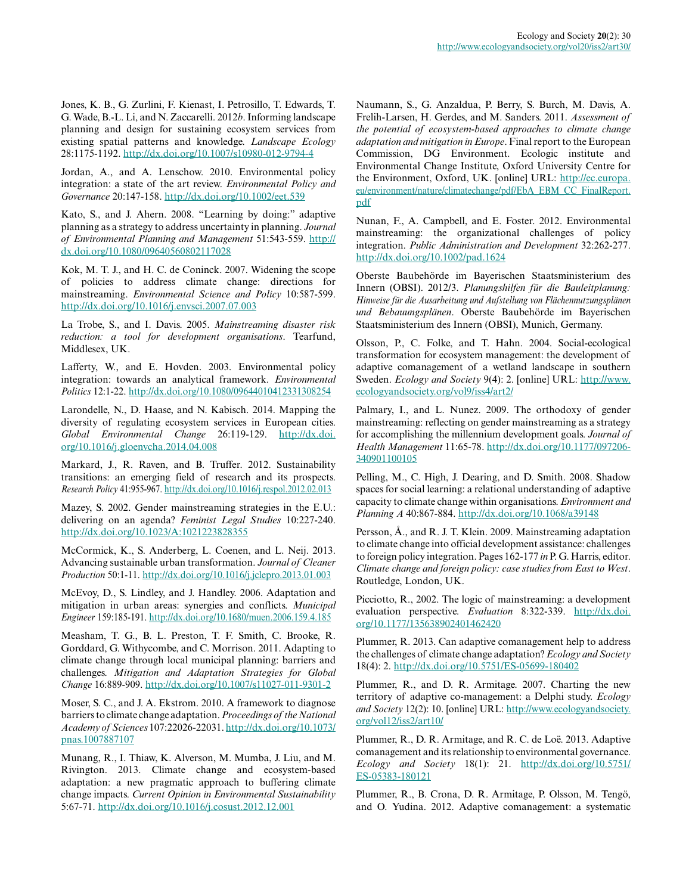Jones, K. B., G. Zurlini, F. Kienast, I. Petrosillo, T. Edwards, T. G. Wade, B.-L. Li, and N. Zaccarelli. 2012*b*. Informing landscape planning and design for sustaining ecosystem services from existing spatial patterns and knowledge. *Landscape Ecology* 28:1175-1192. http://dx.doi.org/10.1007/s10980-012-9794-4

Jordan, A., and A. Lenschow. 2010. Environmental policy integration: a state of the art review. *Environmental Policy and Governance* 20:147-158. http://dx.doi.org/10.1002/eet.539

Kato, S., and J. Ahern. 2008. "Learning by doing:" adaptive planning as a strategy to address uncertainty in planning. *Journal of Environmental Planning and Management* 51:543-559. http://dx.doi.org/10.1080/09640560802117028

Kok, M. T. J., and H. C. de Coninck. 2007. Widening the scope of policies to address climate change: directions for mainstreaming. *Environmental Science and Policy* 10:587-599. http://dx.doi.org/10.1016/j.envsci.2007.07.003

La Trobe, S., and I. Davis. 2005. *Mainstreaming disaster risk reduction: a tool for development organisations*. Tearfund, Middlesex, UK.

Lafferty, W., and E. Hovden. 2003. Environmental policy integration: towards an analytical framework. *Environmental Politics* 12:1-22. http://dx.doi.org/10.1080/09644010412331308254

Larondelle, N., D. Haase, and N. Kabisch. 2014. Mapping the diversity of regulating ecosystem services in European cities. *Global Environmental Change* 26:119-129. http://dx.doi.org/10.1016/j.gloenvcha.2014.04.008

Markard, J., R. Raven, and B. Truffer. 2012. Sustainability transitions: an emerging field of research and its prospects. *Research Policy* 41:955-967. http://dx.doi.org/10.1016/j.respol.2012.02.013

Mazey, S. 2002. Gender mainstreaming strategies in the E.U.: delivering on an agenda? *Feminist Legal Studies* 10:227-240. http://dx.doi.org/10.1023/A:1021223828355

McCormick, K., S. Anderberg, L. Coenen, and L. Neij. 2013. Advancing sustainable urban transformation. *Journal of Cleaner Production* 50:1-11. http://dx.doi.org/10.1016/j.jclepro.2013.01.003

McEvoy, D., S. Lindley, and J. Handley. 2006. Adaptation and mitigation in urban areas: synergies and conflicts. *Municipal Engineer* 159:185-191. http://dx.doi.org/10.1680/muen.2006.159.4.185

Measham, T. G., B. L. Preston, T. F. Smith, C. Brooke, R. Gorddard, G. Withycombe, and C. Morrison. 2011. Adapting to climate change through local municipal planning: barriers and challenges. *Mitigation and Adaptation Strategies for Global Change* 16:889-909. http://dx.doi.org/10.1007/s11027-011-9301-2

Moser, S. C., and J. A. Ekstrom. 2010. A framework to diagnose barriers to climate change adaptation. *Proceedings of the National Academy of Sciences* 107:22026-22031. http://dx.doi.org/10.1073/pnas.1007887107

Munang, R., I. Thiaw, K. Alverson, M. Mumba, J. Liu, and M. Rivington. 2013. Climate change and ecosystem-based adaptation: a new pragmatic approach to buffering climate change impacts. *Current Opinion in Environmental Sustainability* 5:67-71. http://dx.doi.org/10.1016/j.cosust.2012.12.001

Naumann, S., G. Anzaldua, P. Berry, S. Burch, M. Davis, A. Frelih-Larsen, H. Gerdes, and M. Sanders. 2011. *Assessment of the potential of ecosystem-based approaches to climate change adaptation and mitigation in Europe*. Final report to the European Commission, DG Environment. Ecologic institute and Environmental Change Institute, Oxford University Centre for the Environment, Oxford, UK. [online] URL: http://ec.europa.eu/environment/nature/climatechange/pdf/EbA_EBM_CC_FinalReport.pdf

Nunan, F., A. Campbell, and E. Foster. 2012. Environmental mainstreaming: the organizational challenges of policy integration. *Public Administration and Development* 32:262-277. http://dx.doi.org/10.1002/pad.1624

Oberste Baubehörde im Bayerischen Staatsministerium des Innern (OBSI). 2012/3. *Planungshilfen für die Bauleitplanung: Hinweise für die Ausarbeitung und Aufstellung von Flächennutzungsplänen und Bebauungsplänen*. Oberste Baubehörde im Bayerischen Staatsministerium des Innern (OBSI), Munich, Germany.

Olsson, P., C. Folke, and T. Hahn. 2004. Social-ecological transformation for ecosystem management: the development of adaptive comanagement of a wetland landscape in southern Sweden. *Ecology and Society* 9(4): 2. [online] URL: http://www.ecologyandsociety.org/vol9/iss4/art2/

Palmary, I., and L. Nunez. 2009. The orthodoxy of gender mainstreaming: reflecting on gender mainstreaming as a strategy for accomplishing the millennium development goals. *Journal of Health Management* 11:65-78. http://dx.doi.org/10.1177/097206340901100105

Pelling, M., C. High, J. Dearing, and D. Smith. 2008. Shadow spaces for social learning: a relational understanding of adaptive capacity to climate change within organisations. *Environment and Planning A* 40:867-884. http://dx.doi.org/10.1068/a39148

Persson, Å., and R. J. T. Klein. 2009. Mainstreaming adaptation to climate change into official development assistance: challenges to foreign policy integration. Pages 162-177 *in* P. G. Harris, editor. *Climate change and foreign policy: case studies from East to West*. Routledge, London, UK.

Picciotto, R., 2002. The logic of mainstreaming: a development evaluation perspective. *Evaluation* 8:322-339. http://dx.doi.org/10.1177/135638902401462420

Plummer, R. 2013. Can adaptive comanagement help to address the challenges of climate change adaptation? *Ecology and Society* 18(4): 2. http://dx.doi.org/10.5751/ES-05699-180402

Plummer, R., and D. R. Armitage. 2007. Charting the new territory of adaptive co-management: a Delphi study. *Ecology and Society* 12(2): 10. [online] URL: http://www.ecologyandsociety.org/vol12/iss2/art10/

Plummer, R., D. R. Armitage, and R. C. de Loë. 2013. Adaptive comanagement and its relationship to environmental governance. *Ecology and Society* 18(1): 21. http://dx.doi.org/10.5751/ES-05383-180121

Plummer, R., B. Crona, D. R. Armitage, P. Olsson, M. Tengö, and O. Yudina. 2012. Adaptive comanagement: a systematic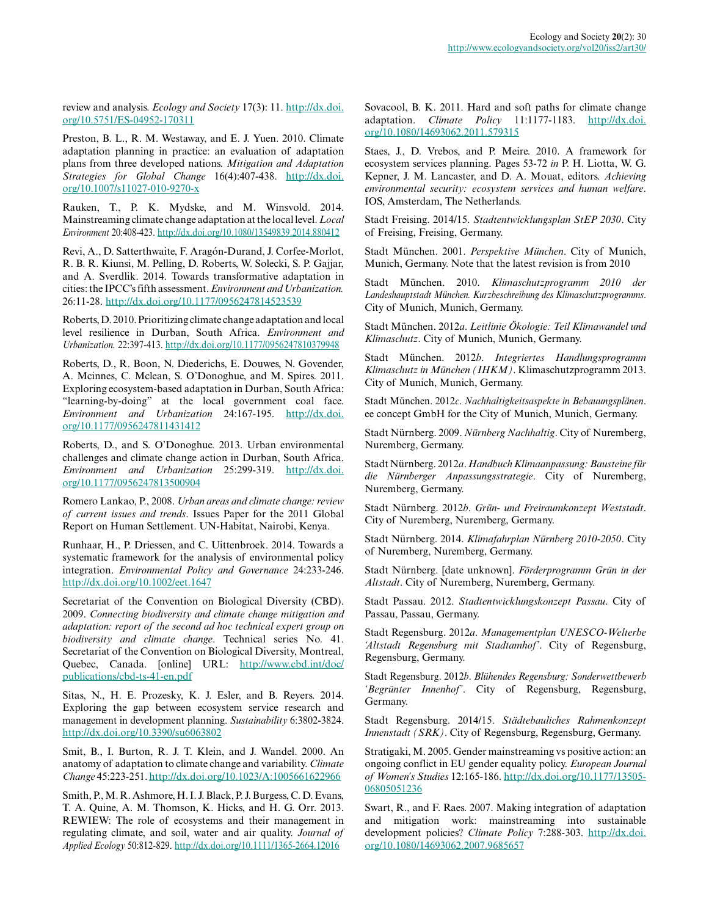review and analysis. *Ecology and Society* 17(3): 11. http://dx.doi.org/10.5751/ES-04952-170311

Preston, B. L., R. M. Westaway, and E. J. Yuen. 2010. Climate adaptation planning in practice: an evaluation of adaptation plans from three developed nations. *Mitigation and Adaptation Strategies for Global Change* 16(4):407-438. http://dx.doi.org/10.1007/s11027-010-9270-x

Rauken, T., P. K. Mydske, and M. Winsvold. 2014. Mainstreaming climate change adaptation at the local level. *Local Environment* 20:408-423. http://dx.doi.org/10.1080/13549839.2014.880412

Revi, A., D. Satterthwaite, F. Aragón-Durand, J. Corfee-Morlot, R. B. R. Kiunsi, M. Pelling, D. Roberts, W. Solecki, S. P. Gajjar, and A. Sverdlik. 2014. Towards transformative adaptation in cities: the IPCC's fifth assessment. *Environment and Urbanization.* 26:11-28. http://dx.doi.org/10.1177/0956247814523539

Roberts, D. 2010. Prioritizing climate change adaptation and local level resilience in Durban, South Africa. *Environment and Urbanization.* 22:397-413. http://dx.doi.org/10.1177/0956247810379948

Roberts, D., R. Boon, N. Diederichs, E. Douwes, N. Govender, A. Mcinnes, C. Mclean, S. O'Donoghue, and M. Spires. 2011. Exploring ecosystem-based adaptation in Durban, South Africa: "learning-by-doing" at the local government coal face. *Environment and Urbanization* 24:167-195. http://dx.doi.org/10.1177/0956247811431412

Roberts, D., and S. O'Donoghue. 2013. Urban environmental challenges and climate change action in Durban, South Africa. *Environment and Urbanization* 25:299-319. http://dx.doi.org/10.1177/0956247813500904

Romero Lankao, P., 2008. *Urban areas and climate change: review of current issues and trends*. Issues Paper for the 2011 Global Report on Human Settlement. UN-Habitat, Nairobi, Kenya.

Runhaar, H., P. Driessen, and C. Uittenbroek. 2014. Towards a systematic framework for the analysis of environmental policy integration. *Environmental Policy and Governance* 24:233-246. http://dx.doi.org/10.1002/eet.1647

Secretariat of the Convention on Biological Diversity (CBD). 2009. *Connecting biodiversity and climate change mitigation and adaptation: report of the second ad hoc technical expert group on biodiversity and climate change*. Technical series No. 41. Secretariat of the Convention on Biological Diversity, Montreal, Quebec, Canada. [online] URL: http://www.cbd.int/doc/publications/cbd-ts-41-en.pdf

Sitas, N., H. E. Prozesky, K. J. Esler, and B. Reyers. 2014. Exploring the gap between ecosystem service research and management in development planning. *Sustainability* 6:3802-3824. http://dx.doi.org/10.3390/su6063802

Smit, B., I. Burton, R. J. T. Klein, and J. Wandel. 2000. An anatomy of adaptation to climate change and variability. *Climate Change* 45:223-251. http://dx.doi.org/10.1023/A:1005661622966

Smith, P., M. R. Ashmore, H. I. J. Black, P. J. Burgess, C. D. Evans, T. A. Quine, A. M. Thomson, K. Hicks, and H. G. Orr. 2013. REWIEW: The role of ecosystems and their management in regulating climate, and soil, water and air quality. *Journal of Applied Ecology* 50:812-829. http://dx.doi.org/10.1111/1365-2664.12016

Sovacool, B. K. 2011. Hard and soft paths for climate change adaptation. *Climate Policy* 11:1177-1183. http://dx.doi.org/10.1080/14693062.2011.579315

Staes, J., D. Vrebos, and P. Meire. 2010. A framework for ecosystem services planning. Pages 53-72 *in* P. H. Liotta, W. G. Kepner, J. M. Lancaster, and D. A. Mouat, editors. *Achieving environmental security: ecosystem services and human welfare*. IOS, Amsterdam, The Netherlands.

Stadt Freising. 2014/15. *Stadtentwicklungsplan StEP 2030*. City of Freising, Freising, Germany.

Stadt München. 2001. *Perspektive München*. City of Munich, Munich, Germany. Note that the latest revision is from 2010

Stadt München. 2010. *Klimaschutzprogramm 2010 der Landeshauptstadt München. Kurzbeschreibung des Klimaschutzprogramms*. City of Munich, Munich, Germany.

Stadt München. 2012*a*. *Leitlinie Ökologie: Teil Klimawandel und Klimaschutz*. City of Munich, Munich, Germany.

Stadt München. 2012*b*. *Integriertes Handlungsprogramm Klimaschutz in München (IHKM)*. Klimaschutzprogramm 2013. City of Munich, Munich, Germany.

Stadt München. 2012*c*. *Nachhaltigkeitsaspekte in Bebauungsplänen*. ee concept GmbH for the City of Munich, Munich, Germany.

Stadt Nürnberg. 2009. *Nürnberg Nachhaltig*. City of Nuremberg, Nuremberg, Germany.

Stadt Nürnberg. 2012*a*. *Handbuch Klimaanpassung: Bausteine für die Nürnberger Anpassungsstrategie*. City of Nuremberg, Nuremberg, Germany.

Stadt Nürnberg. 2012*b*. *Grün- und Freiraumkonzept Weststadt*. City of Nuremberg, Nuremberg, Germany.

Stadt Nürnberg. 2014. *Klimafahrplan Nürnberg 2010-2050*. City of Nuremberg, Nuremberg, Germany.

Stadt Nürnberg. [date unknown]. *Förderprogramm Grün in der Altstadt*. City of Nuremberg, Nuremberg, Germany.

Stadt Passau. 2012. *Stadtentwicklungskonzept Passau*. City of Passau, Passau, Germany.

Stadt Regensburg. 2012*a*. *Managementplan UNESCO-Welterbe 'Altstadt Regensburg mit Stadtamhof'*. City of Regensburg, Regensburg, Germany.

Stadt Regensburg. 2012*b*. *Blühendes Regensburg: Sonderwettbewerb 'Begrünter Innenhof'*. City of Regensburg, Regensburg, Germany.

Stadt Regensburg. 2014/15. *Städtebauliches Rahmenkonzept Innenstadt (SRK)*. City of Regensburg, Regensburg, Germany.

Stratigaki, M. 2005. Gender mainstreaming vs positive action: an ongoing conflict in EU gender equality policy. *European Journal of Women's Studies* 12:165-186. http://dx.doi.org/10.1177/1350506805051236

Swart, R., and F. Raes. 2007. Making integration of adaptation and mitigation work: mainstreaming into sustainable development policies? *Climate Policy* 7:288-303. http://dx.doi.org/10.1080/14693062.2007.9685657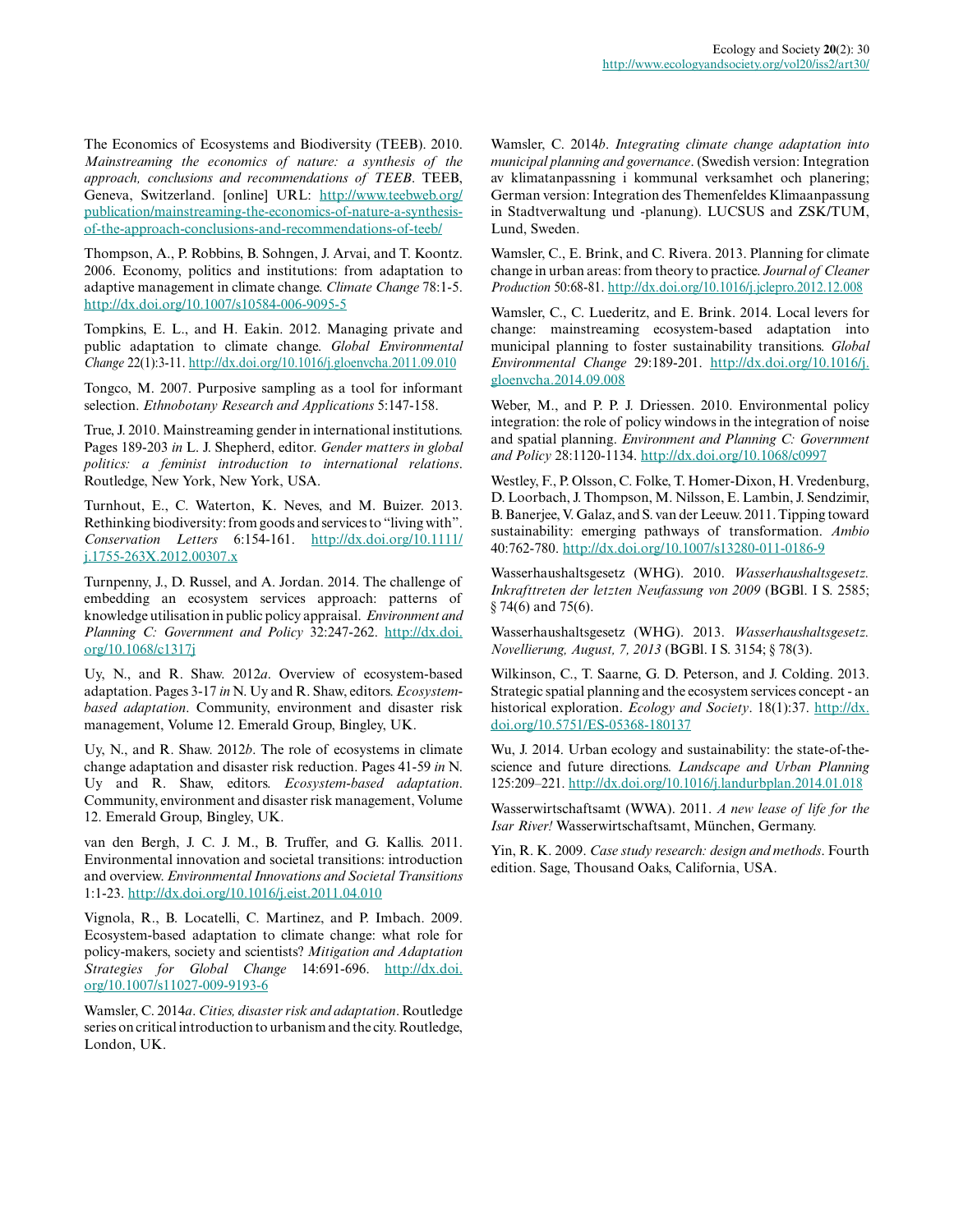The Economics of Ecosystems and Biodiversity (TEEB). 2010. *Mainstreaming the economics of nature: a synthesis of the approach, conclusions and recommendations of TEEB*. TEEB, Geneva, Switzerland. [online] URL: http://www.teebweb.org/publication/mainstreaming-the-economics-of-nature-a-synthesis-of-the-approach-conclusions-and-recommendations-of-teeb/

Thompson, A., P. Robbins, B. Sohngen, J. Arvai, and T. Koontz. 2006. Economy, politics and institutions: from adaptation to adaptive management in climate change. *Climate Change* 78:1-5. http://dx.doi.org/10.1007/s10584-006-9095-5

Tompkins, E. L., and H. Eakin. 2012. Managing private and public adaptation to climate change. *Global Environmental Change* 22(1):3-11. http://dx.doi.org/10.1016/j.gloenvcha.2011.09.010

Tongco, M. 2007. Purposive sampling as a tool for informant selection. *Ethnobotany Research and Applications* 5:147-158.

True, J. 2010. Mainstreaming gender in international institutions. Pages 189-203 *in* L. J. Shepherd, editor. *Gender matters in global politics: a feminist introduction to international relations*. Routledge, New York, New York, USA.

Turnhout, E., C. Waterton, K. Neves, and M. Buizer. 2013. Rethinking biodiversity: from goods and services to "living with". *Conservation Letters* 6:154-161. http://dx.doi.org/10.1111/j.1755-263X.2012.00307.x

Turnpenny, J., D. Russel, and A. Jordan. 2014. The challenge of embedding an ecosystem services approach: patterns of knowledge utilisation in public policy appraisal. *Environment and Planning C: Government and Policy* 32:247-262. http://dx.doi.org/10.1068/c1317j

Uy, N., and R. Shaw. 2012*a*. Overview of ecosystem-based adaptation. Pages 3-17 *in* N. Uy and R. Shaw, editors. *Ecosystem-based adaptation*. Community, environment and disaster risk management, Volume 12. Emerald Group, Bingley, UK.

Uy, N., and R. Shaw. 2012*b*. The role of ecosystems in climate change adaptation and disaster risk reduction. Pages 41-59 *in* N. Uy and R. Shaw, editors. *Ecosystem-based adaptation*. Community, environment and disaster risk management, Volume 12. Emerald Group, Bingley, UK.

van den Bergh, J. C. J. M., B. Truffer, and G. Kallis. 2011. Environmental innovation and societal transitions: introduction and overview. *Environmental Innovations and Societal Transitions* 1:1-23. http://dx.doi.org/10.1016/j.eist.2011.04.010

Vignola, R., B. Locatelli, C. Martinez, and P. Imbach. 2009. Ecosystem-based adaptation to climate change: what role for policy-makers, society and scientists? *Mitigation and Adaptation Strategies for Global Change* 14:691-696. http://dx.doi.org/10.1007/s11027-009-9193-6

Wamsler, C. 2014*a*. *Cities, disaster risk and adaptation*. Routledge series on critical introduction to urbanism and the city. Routledge, London, UK.

Wamsler, C. 2014*b*. *Integrating climate change adaptation into municipal planning and governance*. (Swedish version: Integration av klimatanpassning i kommunal verksamhet och planering; German version: Integration des Themenfeldes Klimaanpassung in Stadtverwaltung und -planung). LUCSUS and ZSK/TUM, Lund, Sweden.

Wamsler, C., E. Brink, and C. Rivera. 2013. Planning for climate change in urban areas: from theory to practice. *Journal of Cleaner Production* 50:68-81. http://dx.doi.org/10.1016/j.jclepro.2012.12.008

Wamsler, C., C. Luederitz, and E. Brink. 2014. Local levers for change: mainstreaming ecosystem-based adaptation into municipal planning to foster sustainability transitions. *Global Environmental Change* 29:189-201. http://dx.doi.org/10.1016/j.gloenvcha.2014.09.008

Weber, M., and P. P. J. Driessen. 2010. Environmental policy integration: the role of policy windows in the integration of noise and spatial planning. *Environment and Planning C: Government and Policy* 28:1120-1134. http://dx.doi.org/10.1068/c0997

Westley, F., P. Olsson, C. Folke, T. Homer-Dixon, H. Vredenburg, D. Loorbach, J. Thompson, M. Nilsson, E. Lambin, J. Sendzimir, B. Banerjee, V. Galaz, and S. van der Leeuw. 2011. Tipping toward sustainability: emerging pathways of transformation. *Ambio* 40:762-780. http://dx.doi.org/10.1007/s13280-011-0186-9

Wasserhaushaltsgesetz (WHG). 2010. *Wasserhaushaltsgesetz. Inkrafttreten der letzten Neufassung von 2009* (BGBl. I S. 2585; § 74(6) and 75(6).

Wasserhaushaltsgesetz (WHG). 2013. *Wasserhaushaltsgesetz. Novellierung, August, 7, 2013* (BGBl. I S. 3154; § 78(3).

Wilkinson, C., T. Saarne, G. D. Peterson, and J. Colding. 2013. Strategic spatial planning and the ecosystem services concept - an historical exploration. *Ecology and Society*. 18(1):37. http://dx.doi.org/10.5751/ES-05368-180137

Wu, J. 2014. Urban ecology and sustainability: the state-of-the-science and future directions. *Landscape and Urban Planning* 125:209–221. http://dx.doi.org/10.1016/j.landurbplan.2014.01.018

Wasserwirtschaftsamt (WWA). 2011. *A new lease of life for the Isar River!* Wasserwirtschaftsamt, München, Germany.

Yin, R. K. 2009. *Case study research: design and methods*. Fourth edition. Sage, Thousand Oaks, California, USA.